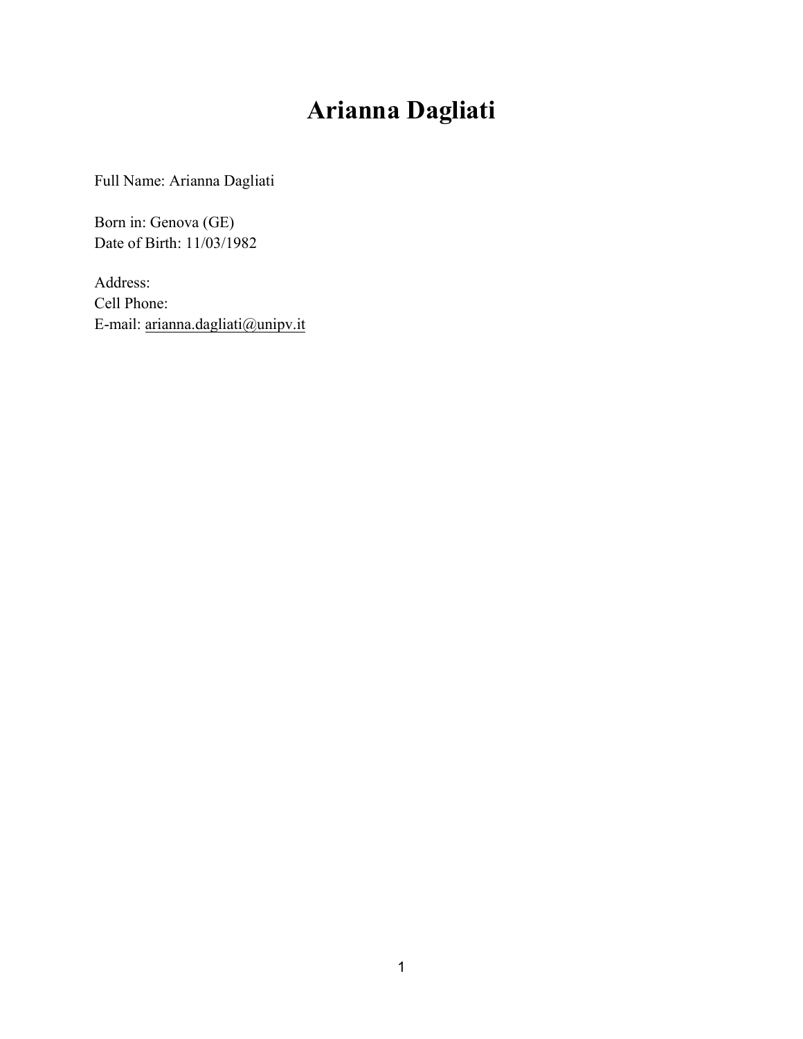# Arianna Dagliati

Full Name: Arianna Dagliati

Born in: Genova (GE)
Date of Birth: 11/03/1982

Address:
Cell Phone:
E-mail: arianna.dagliati@unipv.it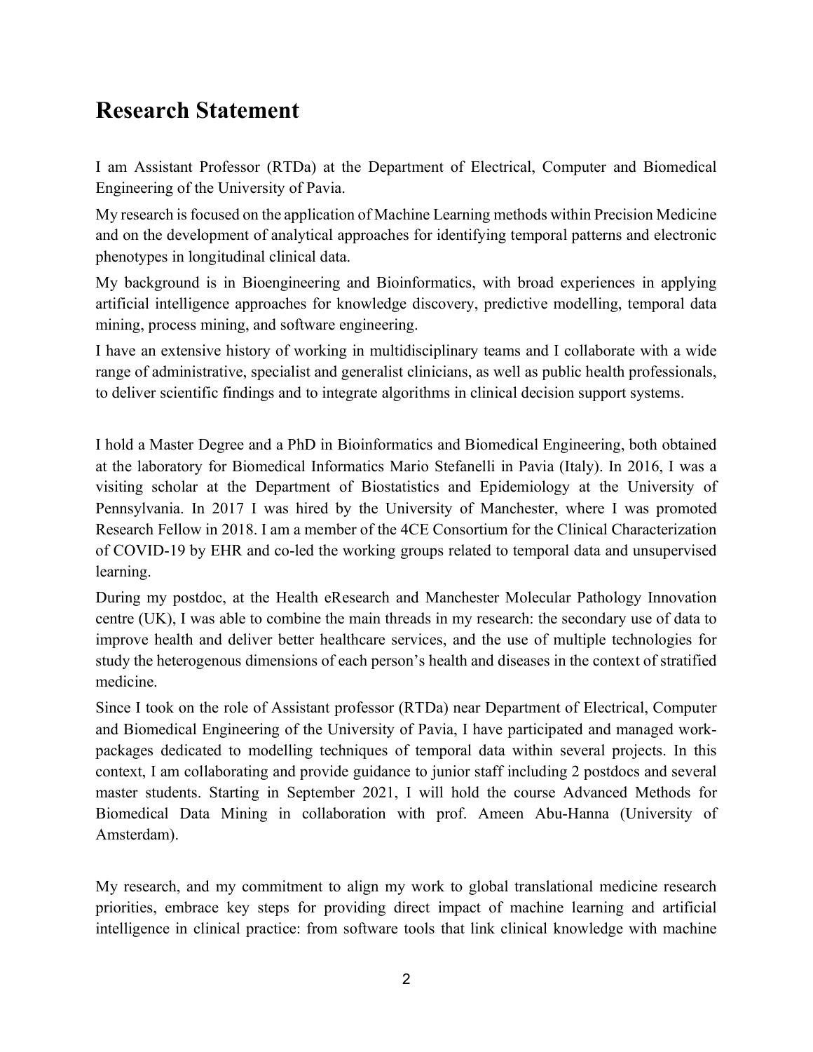# Research Statement

I am Assistant Professor (RTDa) at the Department of Electrical, Computer and Biomedical Engineering of the University of Pavia.

My research is focused on the application of Machine Learning methods within Precision Medicine and on the development of analytical approaches for identifying temporal patterns and electronic phenotypes in longitudinal clinical data.

My background is in Bioengineering and Bioinformatics, with broad experiences in applying artificial intelligence approaches for knowledge discovery, predictive modelling, temporal data mining, process mining, and software engineering.

I have an extensive history of working in multidisciplinary teams and I collaborate with a wide range of administrative, specialist and generalist clinicians, as well as public health professionals, to deliver scientific findings and to integrate algorithms in clinical decision support systems.

I hold a Master Degree and a PhD in Bioinformatics and Biomedical Engineering, both obtained at the laboratory for Biomedical Informatics Mario Stefanelli in Pavia (Italy). In 2016, I was a visiting scholar at the Department of Biostatistics and Epidemiology at the University of Pennsylvania. In 2017 I was hired by the University of Manchester, where I was promoted Research Fellow in 2018. I am a member of the 4CE Consortium for the Clinical Characterization of COVID-19 by EHR and co-led the working groups related to temporal data and unsupervised learning.

During my postdoc, at the Health eResearch and Manchester Molecular Pathology Innovation centre (UK), I was able to combine the main threads in my research: the secondary use of data to improve health and deliver better healthcare services, and the use of multiple technologies for study the heterogenous dimensions of each person's health and diseases in the context of stratified medicine.

Since I took on the role of Assistant professor (RTDa) near Department of Electrical, Computer and Biomedical Engineering of the University of Pavia, I have participated and managed work-packages dedicated to modelling techniques of temporal data within several projects. In this context, I am collaborating and provide guidance to junior staff including 2 postdocs and several master students. Starting in September 2021, I will hold the course Advanced Methods for Biomedical Data Mining in collaboration with prof. Ameen Abu-Hanna (University of Amsterdam).

My research, and my commitment to align my work to global translational medicine research priorities, embrace key steps for providing direct impact of machine learning and artificial intelligence in clinical practice: from software tools that link clinical knowledge with machine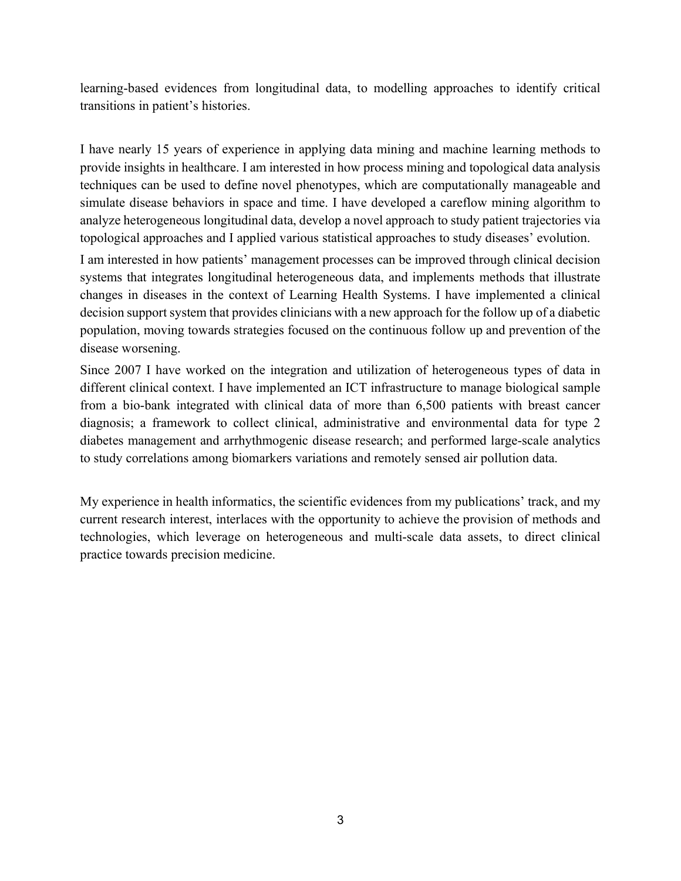learning-based evidences from longitudinal data, to modelling approaches to identify critical transitions in patient's histories.

I have nearly 15 years of experience in applying data mining and machine learning methods to provide insights in healthcare. I am interested in how process mining and topological data analysis techniques can be used to define novel phenotypes, which are computationally manageable and simulate disease behaviors in space and time. I have developed a careflow mining algorithm to analyze heterogeneous longitudinal data, develop a novel approach to study patient trajectories via topological approaches and I applied various statistical approaches to study diseases' evolution.

I am interested in how patients' management processes can be improved through clinical decision systems that integrates longitudinal heterogeneous data, and implements methods that illustrate changes in diseases in the context of Learning Health Systems. I have implemented a clinical decision support system that provides clinicians with a new approach for the follow up of a diabetic population, moving towards strategies focused on the continuous follow up and prevention of the disease worsening.

Since 2007 I have worked on the integration and utilization of heterogeneous types of data in different clinical context. I have implemented an ICT infrastructure to manage biological sample from a bio-bank integrated with clinical data of more than 6,500 patients with breast cancer diagnosis; a framework to collect clinical, administrative and environmental data for type 2 diabetes management and arrhythmogenic disease research; and performed large-scale analytics to study correlations among biomarkers variations and remotely sensed air pollution data.

My experience in health informatics, the scientific evidences from my publications' track, and my current research interest, interlaces with the opportunity to achieve the provision of methods and technologies, which leverage on heterogeneous and multi-scale data assets, to direct clinical practice towards precision medicine.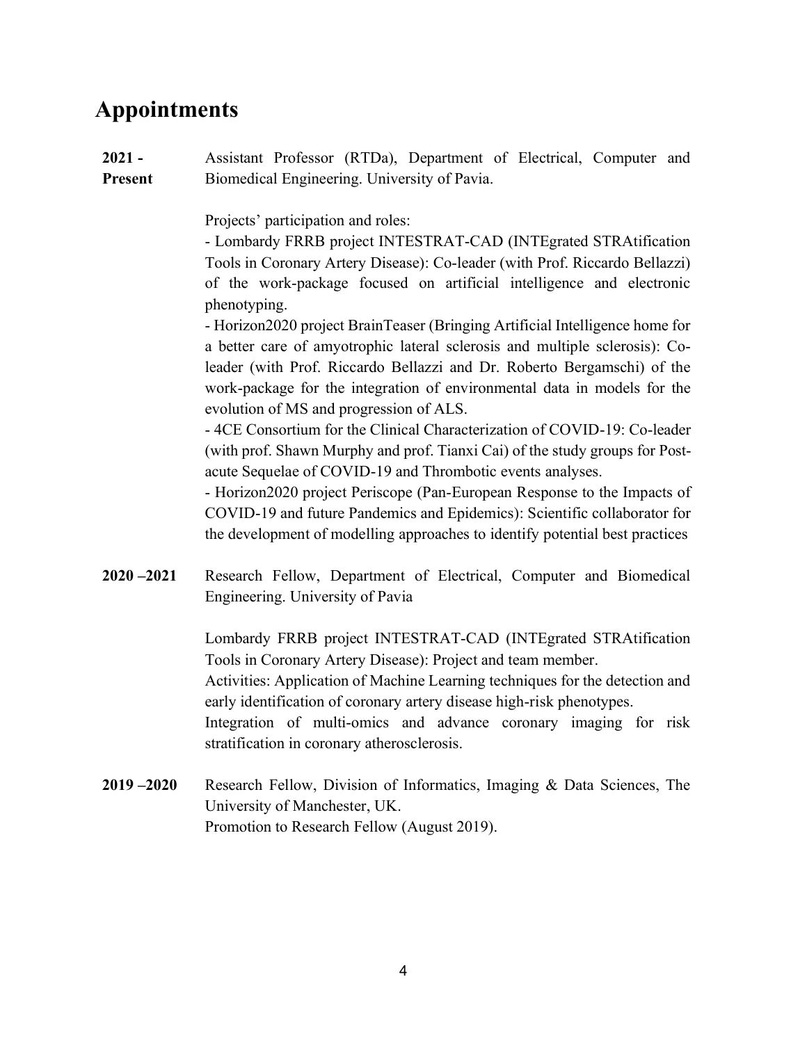# Appointments

**2021 - Present** Assistant Professor (RTDa), Department of Electrical, Computer and Biomedical Engineering. University of Pavia.

Projects' participation and roles:

- Lombardy FRRB project INTESTRAT-CAD (INTEgrated STRAtification Tools in Coronary Artery Disease): Co-leader (with Prof. Riccardo Bellazzi) of the work-package focused on artificial intelligence and electronic phenotyping.
- Horizon2020 project BrainTeaser (Bringing Artificial Intelligence home for a better care of amyotrophic lateral sclerosis and multiple sclerosis): Co-leader (with Prof. Riccardo Bellazzi and Dr. Roberto Bergamschi) of the work-package for the integration of environmental data in models for the evolution of MS and progression of ALS.
- 4CE Consortium for the Clinical Characterization of COVID-19: Co-leader (with prof. Shawn Murphy and prof. Tianxi Cai) of the study groups for Post-acute Sequelae of COVID-19 and Thrombotic events analyses.
- Horizon2020 project Periscope (Pan-European Response to the Impacts of COVID-19 and future Pandemics and Epidemics): Scientific collaborator for the development of modelling approaches to identify potential best practices

**2020 –2021** Research Fellow, Department of Electrical, Computer and Biomedical Engineering. University of Pavia

Lombardy FRRB project INTESTRAT-CAD (INTEgrated STRAtification Tools in Coronary Artery Disease): Project and team member.
Activities: Application of Machine Learning techniques for the detection and early identification of coronary artery disease high-risk phenotypes.
Integration of multi-omics and advance coronary imaging for risk stratification in coronary atherosclerosis.

**2019 –2020** Research Fellow, Division of Informatics, Imaging & Data Sciences, The University of Manchester, UK.
Promotion to Research Fellow (August 2019).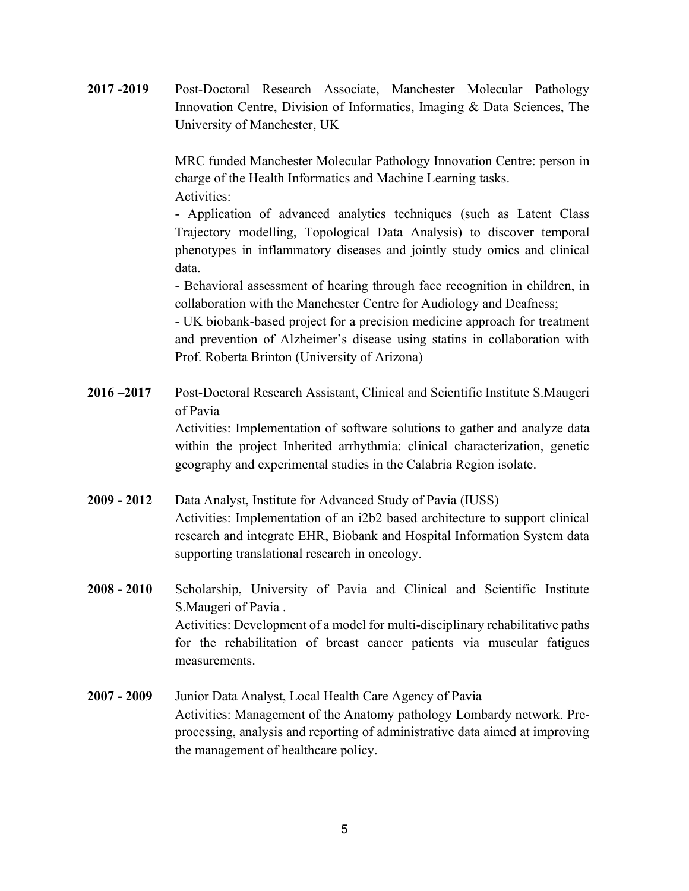**2017 -2019** Post-Doctoral Research Associate, Manchester Molecular Pathology Innovation Centre, Division of Informatics, Imaging & Data Sciences, The University of Manchester, UK

MRC funded Manchester Molecular Pathology Innovation Centre: person in charge of the Health Informatics and Machine Learning tasks.
Activities:
- Application of advanced analytics techniques (such as Latent Class Trajectory modelling, Topological Data Analysis) to discover temporal phenotypes in inflammatory diseases and jointly study omics and clinical data.
- Behavioral assessment of hearing through face recognition in children, in collaboration with the Manchester Centre for Audiology and Deafness;
- UK biobank-based project for a precision medicine approach for treatment and prevention of Alzheimer's disease using statins in collaboration with Prof. Roberta Brinton (University of Arizona)

**2016 –2017** Post-Doctoral Research Assistant, Clinical and Scientific Institute S.Maugeri of Pavia
Activities: Implementation of software solutions to gather and analyze data within the project Inherited arrhythmia: clinical characterization, genetic geography and experimental studies in the Calabria Region isolate.

**2009 - 2012** Data Analyst, Institute for Advanced Study of Pavia (IUSS)
Activities: Implementation of an i2b2 based architecture to support clinical research and integrate EHR, Biobank and Hospital Information System data supporting translational research in oncology.

**2008 - 2010** Scholarship, University of Pavia and Clinical and Scientific Institute S.Maugeri of Pavia .
Activities: Development of a model for multi-disciplinary rehabilitative paths for the rehabilitation of breast cancer patients via muscular fatigues measurements.

**2007 - 2009** Junior Data Analyst, Local Health Care Agency of Pavia
Activities: Management of the Anatomy pathology Lombardy network. Pre-processing, analysis and reporting of administrative data aimed at improving the management of healthcare policy.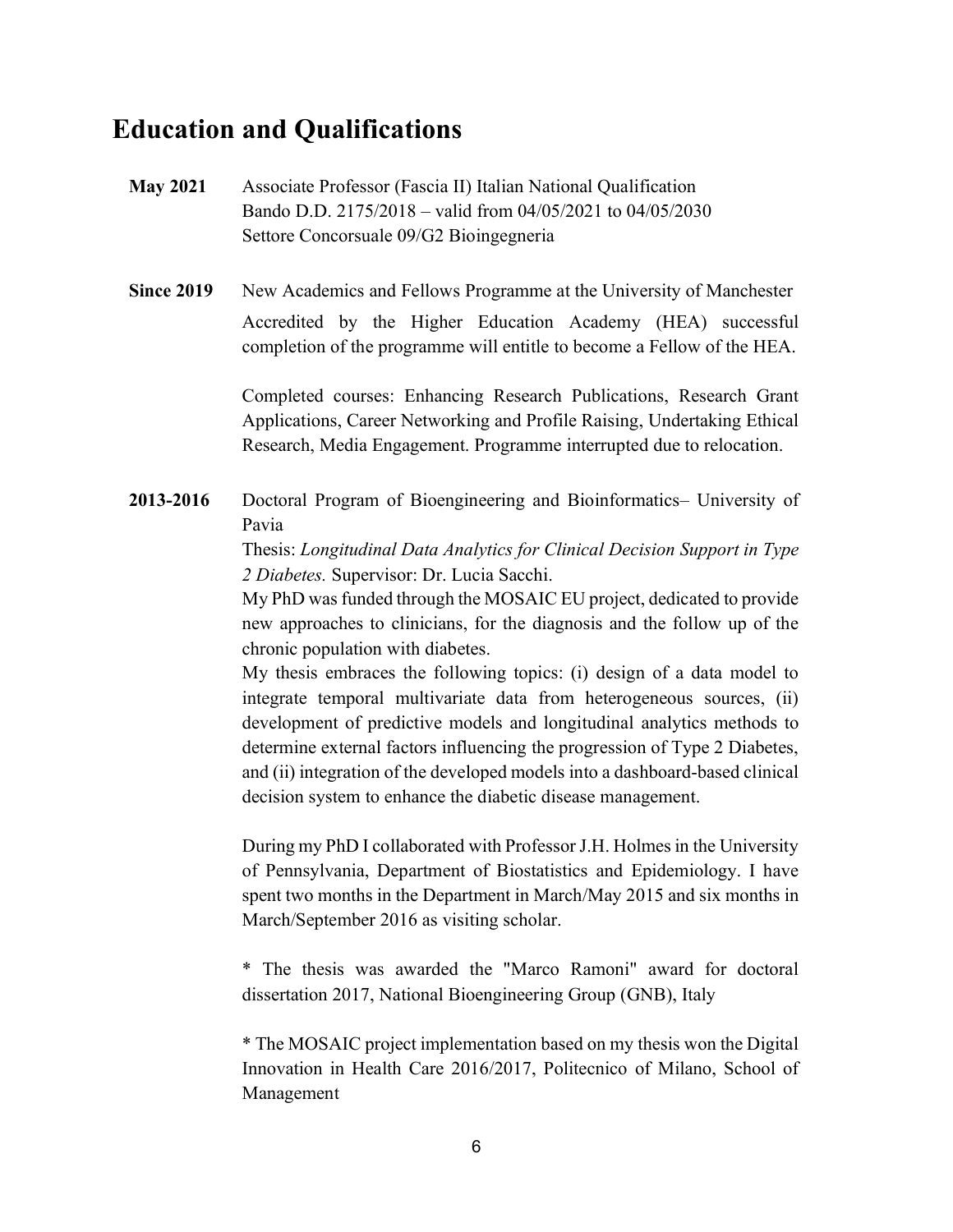## Education and Qualifications

**May 2021** Associate Professor (Fascia II) Italian National Qualification
Bando D.D. 2175/2018 – valid from 04/05/2021 to 04/05/2030
Settore Concorsuale 09/G2 Bioingegneria

**Since 2019** New Academics and Fellows Programme at the University of Manchester
Accredited by the Higher Education Academy (HEA) successful completion of the programme will entitle to become a Fellow of the HEA.

Completed courses: Enhancing Research Publications, Research Grant Applications, Career Networking and Profile Raising, Undertaking Ethical Research, Media Engagement. Programme interrupted due to relocation.

**2013-2016** Doctoral Program of Bioengineering and Bioinformatics– University of Pavia
Thesis: *Longitudinal Data Analytics for Clinical Decision Support in Type 2 Diabetes.* Supervisor: Dr. Lucia Sacchi.
My PhD was funded through the MOSAIC EU project, dedicated to provide new approaches to clinicians, for the diagnosis and the follow up of the chronic population with diabetes.
My thesis embraces the following topics: (i) design of a data model to integrate temporal multivariate data from heterogeneous sources, (ii) development of predictive models and longitudinal analytics methods to determine external factors influencing the progression of Type 2 Diabetes, and (ii) integration of the developed models into a dashboard-based clinical decision system to enhance the diabetic disease management.

During my PhD I collaborated with Professor J.H. Holmes in the University of Pennsylvania, Department of Biostatistics and Epidemiology. I have spent two months in the Department in March/May 2015 and six months in March/September 2016 as visiting scholar.

* The thesis was awarded the "Marco Ramoni" award for doctoral dissertation 2017, National Bioengineering Group (GNB), Italy

* The MOSAIC project implementation based on my thesis won the Digital Innovation in Health Care 2016/2017, Politecnico of Milano, School of Management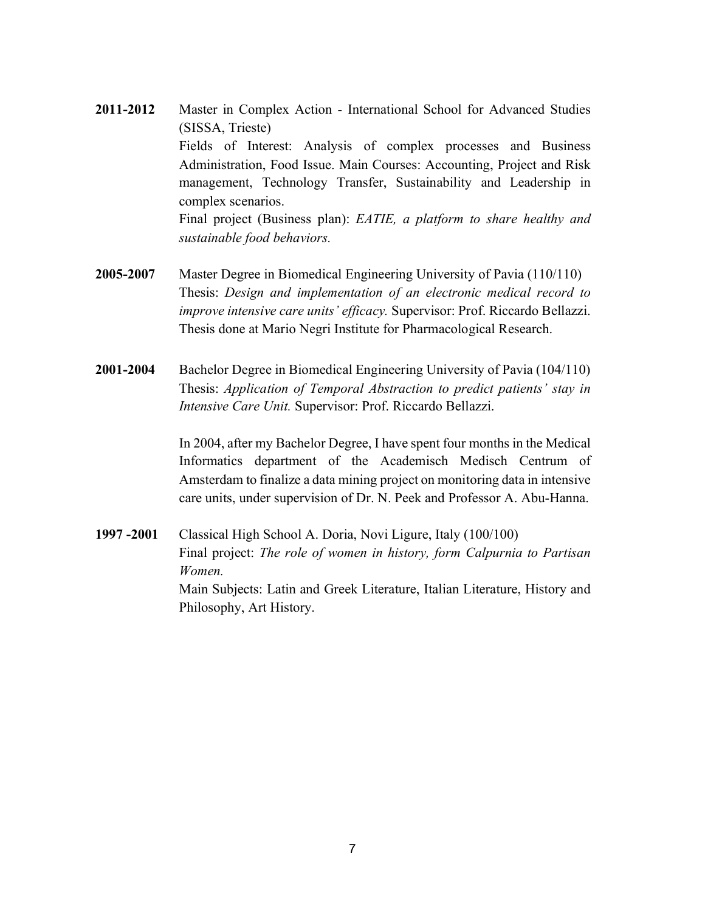**2011-2012** Master in Complex Action - International School for Advanced Studies (SISSA, Trieste)
Fields of Interest: Analysis of complex processes and Business Administration, Food Issue. Main Courses: Accounting, Project and Risk management, Technology Transfer, Sustainability and Leadership in complex scenarios.
Final project (Business plan): *EATIE, a platform to share healthy and sustainable food behaviors.*

**2005-2007** Master Degree in Biomedical Engineering University of Pavia (110/110)
Thesis: *Design and implementation of an electronic medical record to improve intensive care units' efficacy.* Supervisor: Prof. Riccardo Bellazzi.
Thesis done at Mario Negri Institute for Pharmacological Research.

**2001-2004** Bachelor Degree in Biomedical Engineering University of Pavia (104/110)
Thesis: *Application of Temporal Abstraction to predict patients' stay in Intensive Care Unit.* Supervisor: Prof. Riccardo Bellazzi.

In 2004, after my Bachelor Degree, I have spent four months in the Medical Informatics department of the Academisch Medisch Centrum of Amsterdam to finalize a data mining project on monitoring data in intensive care units, under supervision of Dr. N. Peek and Professor A. Abu-Hanna.

**1997 -2001** Classical High School A. Doria, Novi Ligure, Italy (100/100)
Final project: *The role of women in history, form Calpurnia to Partisan Women.*
Main Subjects: Latin and Greek Literature, Italian Literature, History and Philosophy, Art History.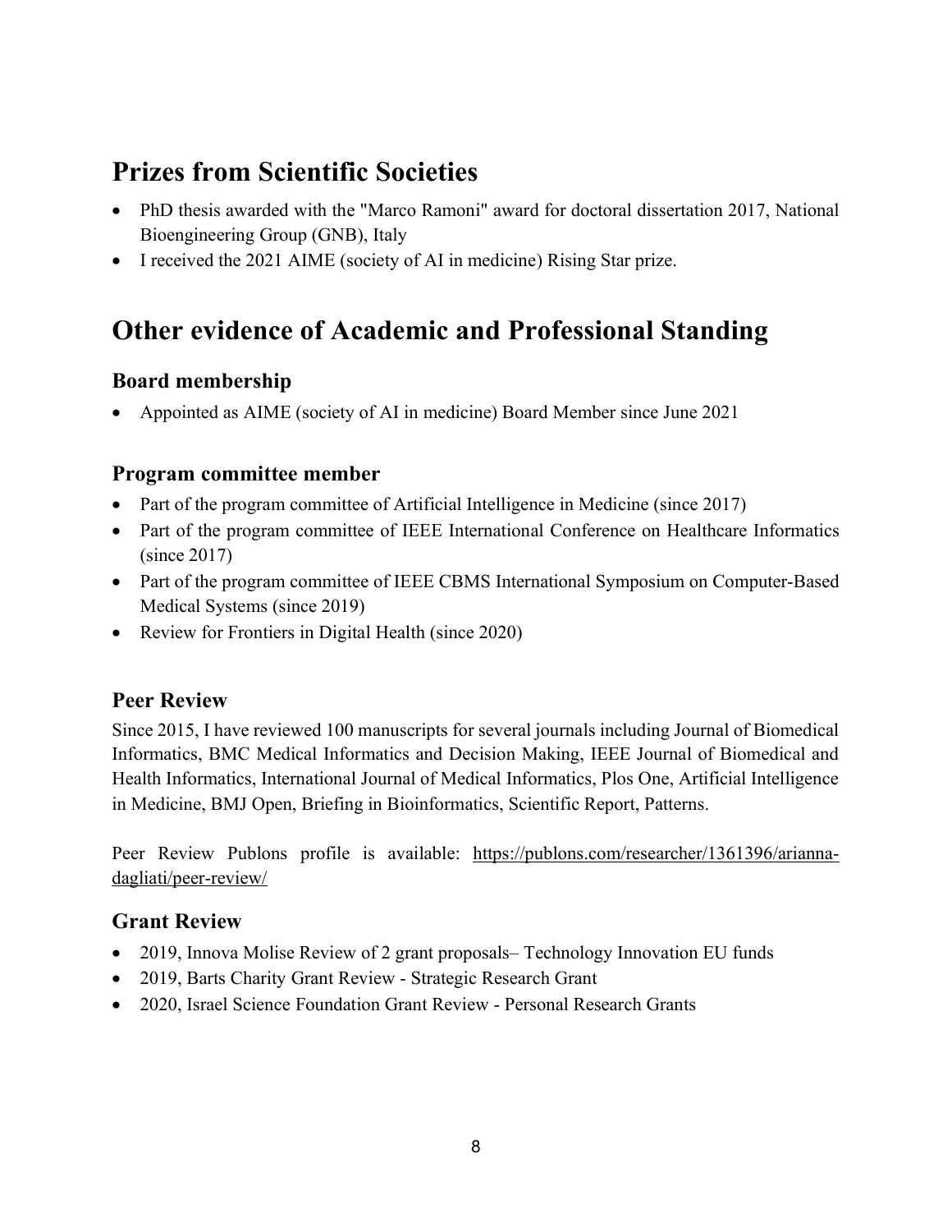# Prizes from Scientific Societies

- PhD thesis awarded with the "Marco Ramoni" award for doctoral dissertation 2017, National Bioengineering Group (GNB), Italy
- I received the 2021 AIME (society of AI in medicine) Rising Star prize.

# Other evidence of Academic and Professional Standing

## Board membership

- Appointed as AIME (society of AI in medicine) Board Member since June 2021

## Program committee member

- Part of the program committee of Artificial Intelligence in Medicine (since 2017)
- Part of the program committee of IEEE International Conference on Healthcare Informatics (since 2017)
- Part of the program committee of IEEE CBMS International Symposium on Computer-Based Medical Systems (since 2019)
- Review for Frontiers in Digital Health (since 2020)

## Peer Review

Since 2015, I have reviewed 100 manuscripts for several journals including Journal of Biomedical Informatics, BMC Medical Informatics and Decision Making, IEEE Journal of Biomedical and Health Informatics, International Journal of Medical Informatics, Plos One, Artificial Intelligence in Medicine, BMJ Open, Briefing in Bioinformatics, Scientific Report, Patterns.

Peer Review Publons profile is available: https://publons.com/researcher/1361396/arianna-dagliati/peer-review/

## Grant Review

- 2019, Innova Molise Review of 2 grant proposals– Technology Innovation EU funds
- 2019, Barts Charity Grant Review - Strategic Research Grant
- 2020, Israel Science Foundation Grant Review - Personal Research Grants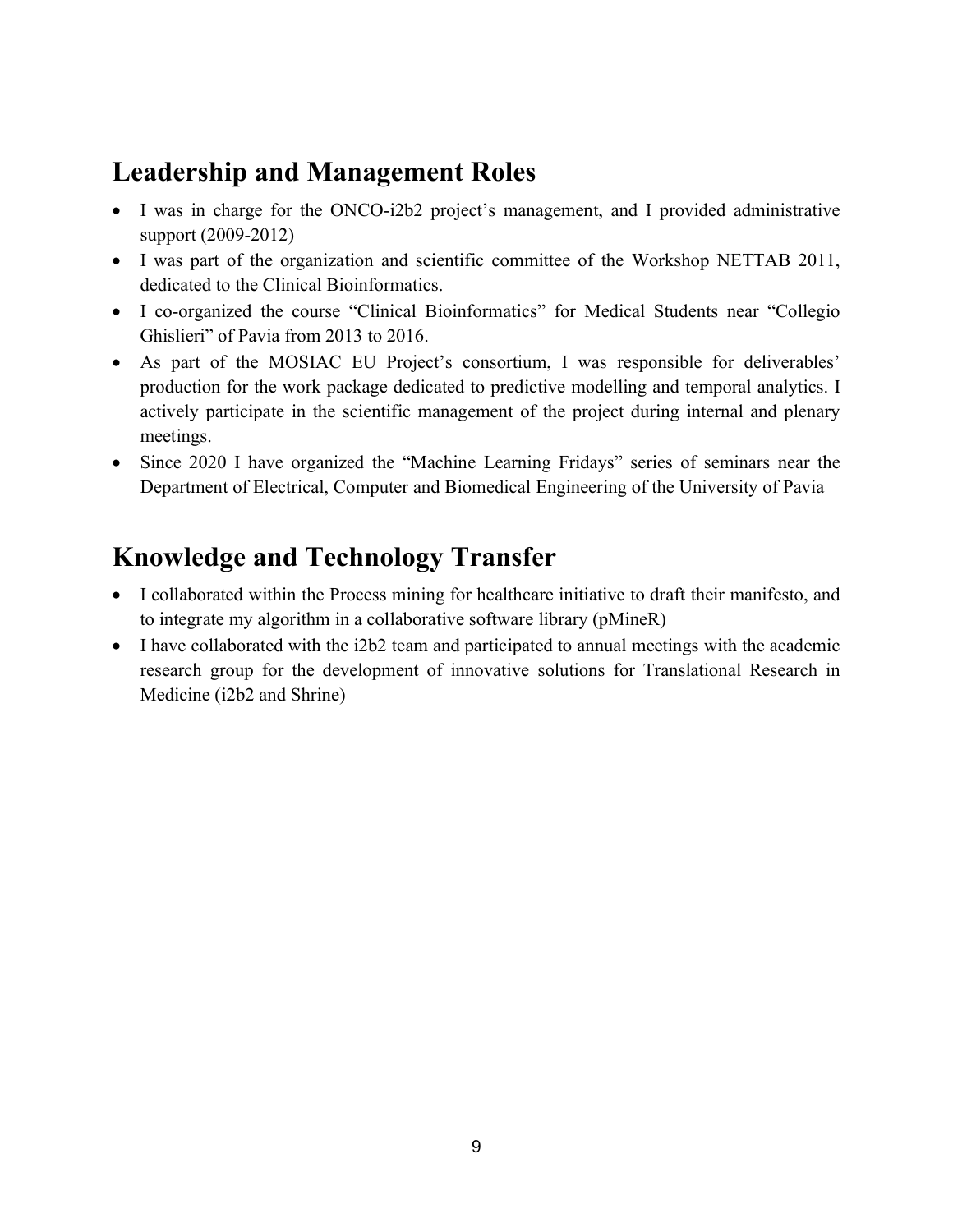## Leadership and Management Roles

- I was in charge for the ONCO-i2b2 project's management, and I provided administrative support (2009-2012)
- I was part of the organization and scientific committee of the Workshop NETTAB 2011, dedicated to the Clinical Bioinformatics.
- I co-organized the course "Clinical Bioinformatics" for Medical Students near "Collegio Ghislieri" of Pavia from 2013 to 2016.
- As part of the MOSIAC EU Project's consortium, I was responsible for deliverables' production for the work package dedicated to predictive modelling and temporal analytics. I actively participate in the scientific management of the project during internal and plenary meetings.
- Since 2020 I have organized the "Machine Learning Fridays" series of seminars near the Department of Electrical, Computer and Biomedical Engineering of the University of Pavia

## Knowledge and Technology Transfer

- I collaborated within the Process mining for healthcare initiative to draft their manifesto, and to integrate my algorithm in a collaborative software library (pMineR)
- I have collaborated with the i2b2 team and participated to annual meetings with the academic research group for the development of innovative solutions for Translational Research in Medicine (i2b2 and Shrine)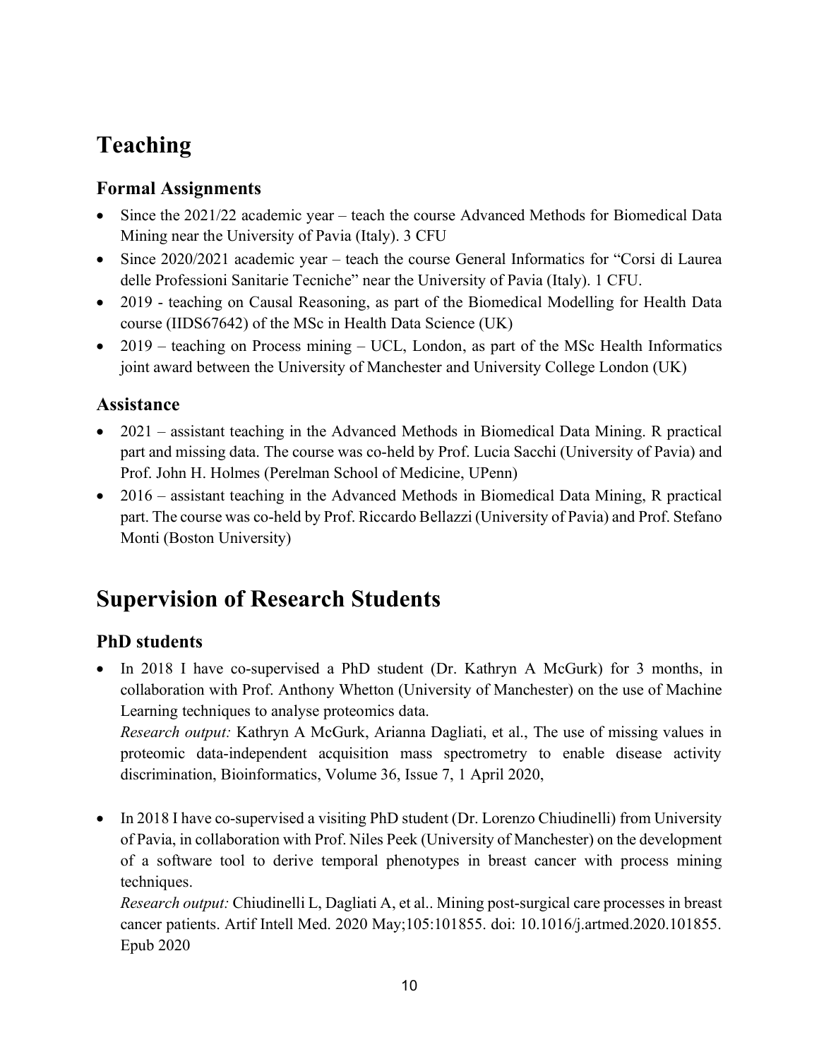# Teaching

## Formal Assignments

- Since the 2021/22 academic year – teach the course Advanced Methods for Biomedical Data Mining near the University of Pavia (Italy). 3 CFU
- Since 2020/2021 academic year – teach the course General Informatics for "Corsi di Laurea delle Professioni Sanitarie Tecniche" near the University of Pavia (Italy). 1 CFU.
- 2019 - teaching on Causal Reasoning, as part of the Biomedical Modelling for Health Data course (IIDS67642) of the MSc in Health Data Science (UK)
- 2019 – teaching on Process mining – UCL, London, as part of the MSc Health Informatics joint award between the University of Manchester and University College London (UK)

## Assistance

- 2021 – assistant teaching in the Advanced Methods in Biomedical Data Mining. R practical part and missing data. The course was co-held by Prof. Lucia Sacchi (University of Pavia) and Prof. John H. Holmes (Perelman School of Medicine, UPenn)
- 2016 – assistant teaching in the Advanced Methods in Biomedical Data Mining, R practical part. The course was co-held by Prof. Riccardo Bellazzi (University of Pavia) and Prof. Stefano Monti (Boston University)

# Supervision of Research Students

## PhD students

- In 2018 I have co-supervised a PhD student (Dr. Kathryn A McGurk) for 3 months, in collaboration with Prof. Anthony Whetton (University of Manchester) on the use of Machine Learning techniques to analyse proteomics data.
  *Research output:* Kathryn A McGurk, Arianna Dagliati, et al., The use of missing values in proteomic data-independent acquisition mass spectrometry to enable disease activity discrimination, Bioinformatics, Volume 36, Issue 7, 1 April 2020,

- In 2018 I have co-supervised a visiting PhD student (Dr. Lorenzo Chiudinelli) from University of Pavia, in collaboration with Prof. Niles Peek (University of Manchester) on the development of a software tool to derive temporal phenotypes in breast cancer with process mining techniques.
  *Research output:* Chiudinelli L, Dagliati A, et al.. Mining post-surgical care processes in breast cancer patients. Artif Intell Med. 2020 May;105:101855. doi: 10.1016/j.artmed.2020.101855. Epub 2020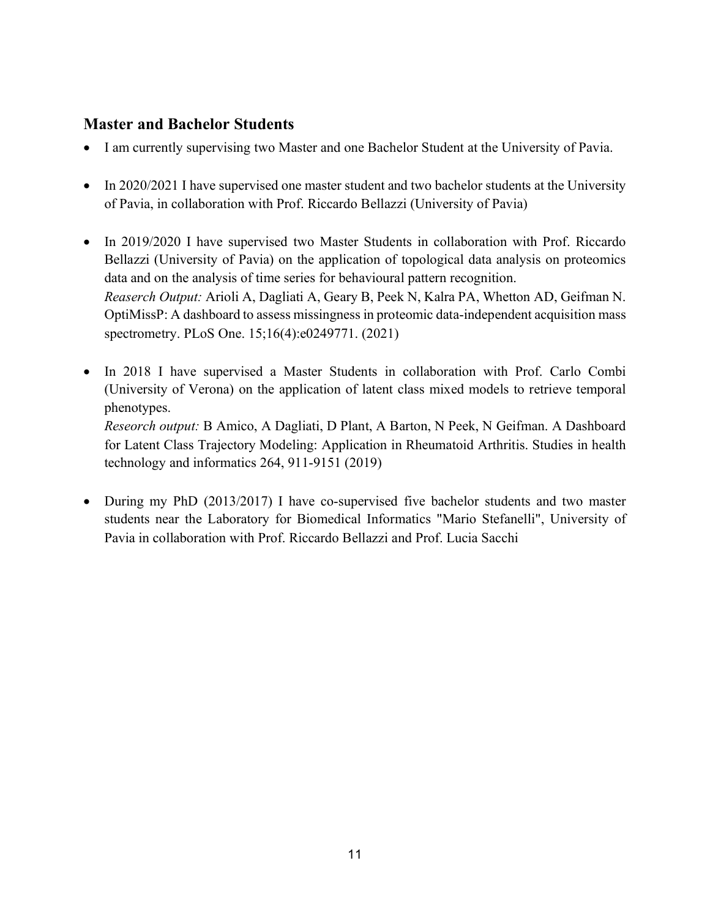## Master and Bachelor Students

- I am currently supervising two Master and one Bachelor Student at the University of Pavia.

- In 2020/2021 I have supervised one master student and two bachelor students at the University of Pavia, in collaboration with Prof. Riccardo Bellazzi (University of Pavia)

- In 2019/2020 I have supervised two Master Students in collaboration with Prof. Riccardo Bellazzi (University of Pavia) on the application of topological data analysis on proteomics data and on the analysis of time series for behavioural pattern recognition.
  *Reaserch Output:* Arioli A, Dagliati A, Geary B, Peek N, Kalra PA, Whetton AD, Geifman N. OptiMissP: A dashboard to assess missingness in proteomic data-independent acquisition mass spectrometry. PLoS One. 15;16(4):e0249771. (2021)

- In 2018 I have supervised a Master Students in collaboration with Prof. Carlo Combi (University of Verona) on the application of latent class mixed models to retrieve temporal phenotypes.
  *Reseorch output:* B Amico, A Dagliati, D Plant, A Barton, N Peek, N Geifman. A Dashboard for Latent Class Trajectory Modeling: Application in Rheumatoid Arthritis. Studies in health technology and informatics 264, 911-9151 (2019)

- During my PhD (2013/2017) I have co-supervised five bachelor students and two master students near the Laboratory for Biomedical Informatics "Mario Stefanelli", University of Pavia in collaboration with Prof. Riccardo Bellazzi and Prof. Lucia Sacchi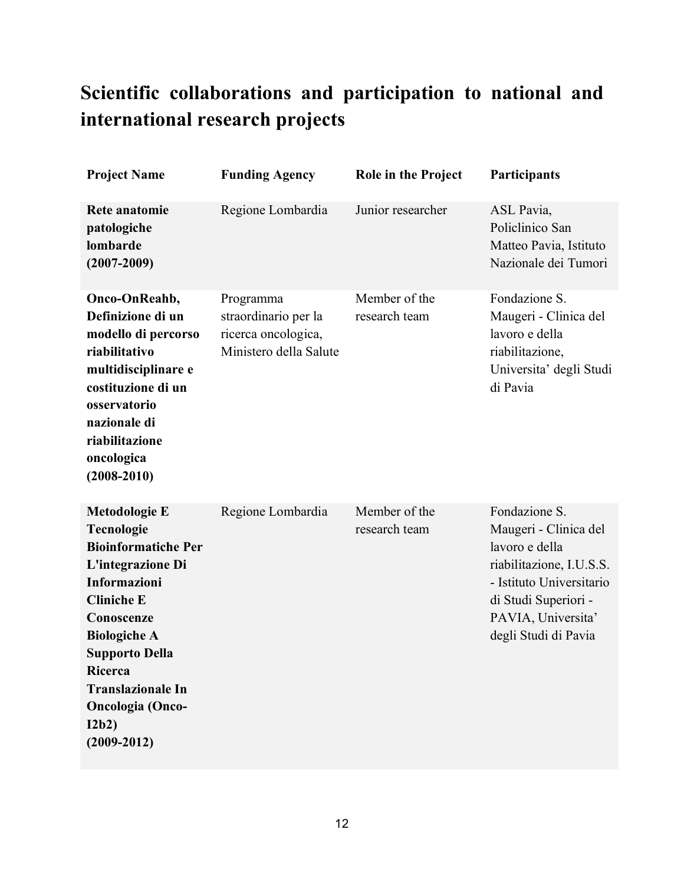# Scientific collaborations and participation to national and international research projects

| Project Name | Funding Agency | Role in the Project | Participants |
|---|---|---|---|
| **Rete anatomie patologiche lombarde (2007-2009)** | Regione Lombardia | Junior researcher | ASL Pavia, Policlinico San Matteo Pavia, Istituto Nazionale dei Tumori |
| **Onco-OnReahb, Definizione di un modello di percorso riabilitativo multidisciplinare e costituzione di un osservatorio nazionale di riabilitazione oncologica (2008-2010)** | Programma straordinario per la ricerca oncologica, Ministero della Salute | Member of the research team | Fondazione S. Maugeri - Clinica del lavoro e della riabilitazione, Universita' degli Studi di Pavia |
| **Metodologie E Tecnologie Bioinformatiche Per L'integrazione Di Informazioni Cliniche E Conoscenze Biologiche A Supporto Della Ricerca Translazionale In Oncologia (Onco-I2b2) (2009-2012)** | Regione Lombardia | Member of the research team | Fondazione S. Maugeri - Clinica del lavoro e della riabilitazione, I.U.S.S. - Istituto Universitario di Studi Superiori - PAVIA, Universita' degli Studi di Pavia |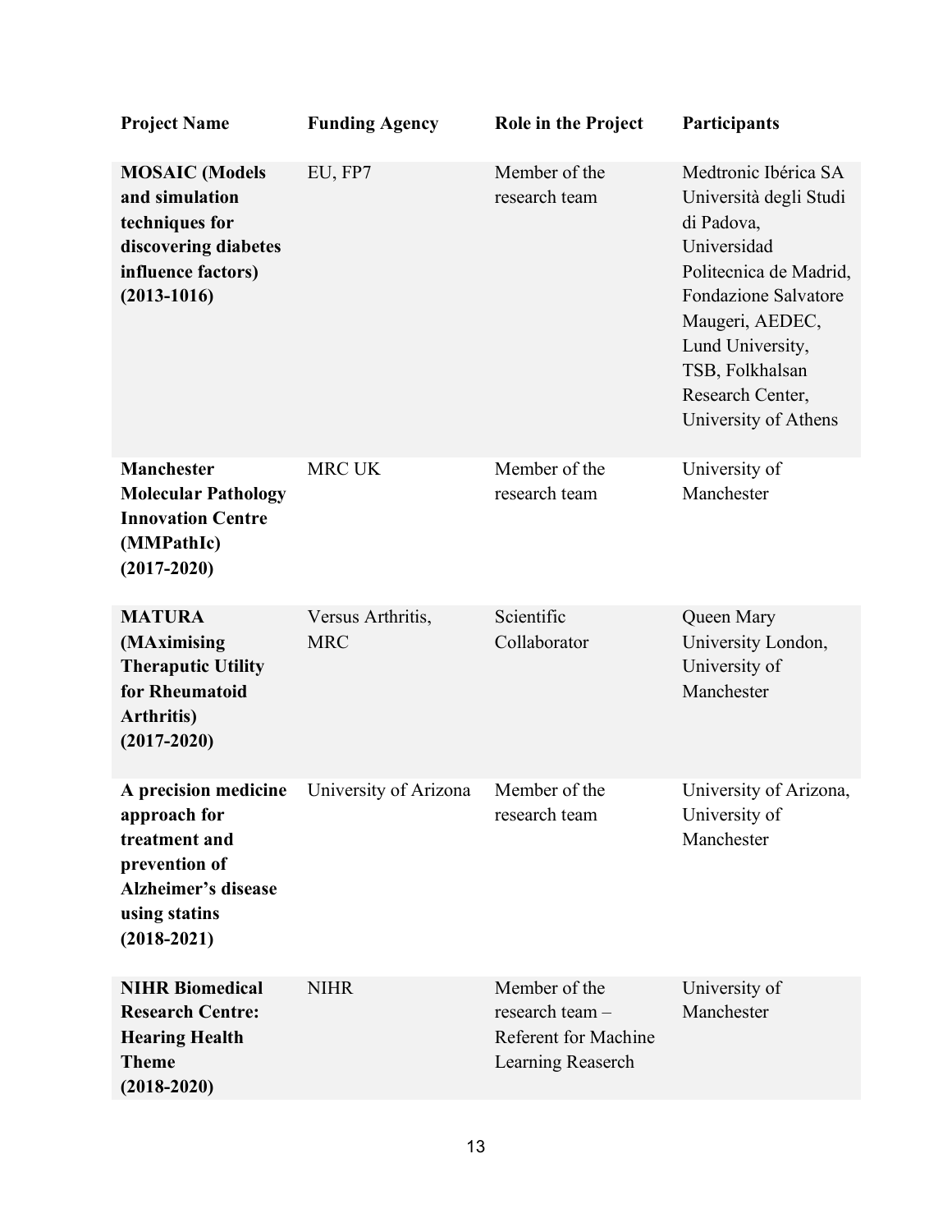| Project Name | Funding Agency | Role in the Project | Participants |
|---|---|---|---|
| **MOSAIC (Models and simulation techniques for discovering diabetes influence factors) (2013-1016)** | EU, FP7 | Member of the research team | Medtronic Ibérica SA Università degli Studi di Padova, Universidad Politecnica de Madrid, Fondazione Salvatore Maugeri, AEDEC, Lund University, TSB, Folkhalsan Research Center, University of Athens |
| **Manchester Molecular Pathology Innovation Centre (MMPathIc) (2017-2020)** | MRC UK | Member of the research team | University of Manchester |
| **MATURA (MAximising Theraputic Utility for Rheumatoid Arthritis) (2017-2020)** | Versus Arthritis, MRC | Scientific Collaborator | Queen Mary University London, University of Manchester |
| **A precision medicine approach for treatment and prevention of Alzheimer's disease using statins (2018-2021)** | University of Arizona | Member of the research team | University of Arizona, University of Manchester |
| **NIHR Biomedical Research Centre: Hearing Health Theme (2018-2020)** | NIHR | Member of the research team – Referent for Machine Learning Reaserch | University of Manchester |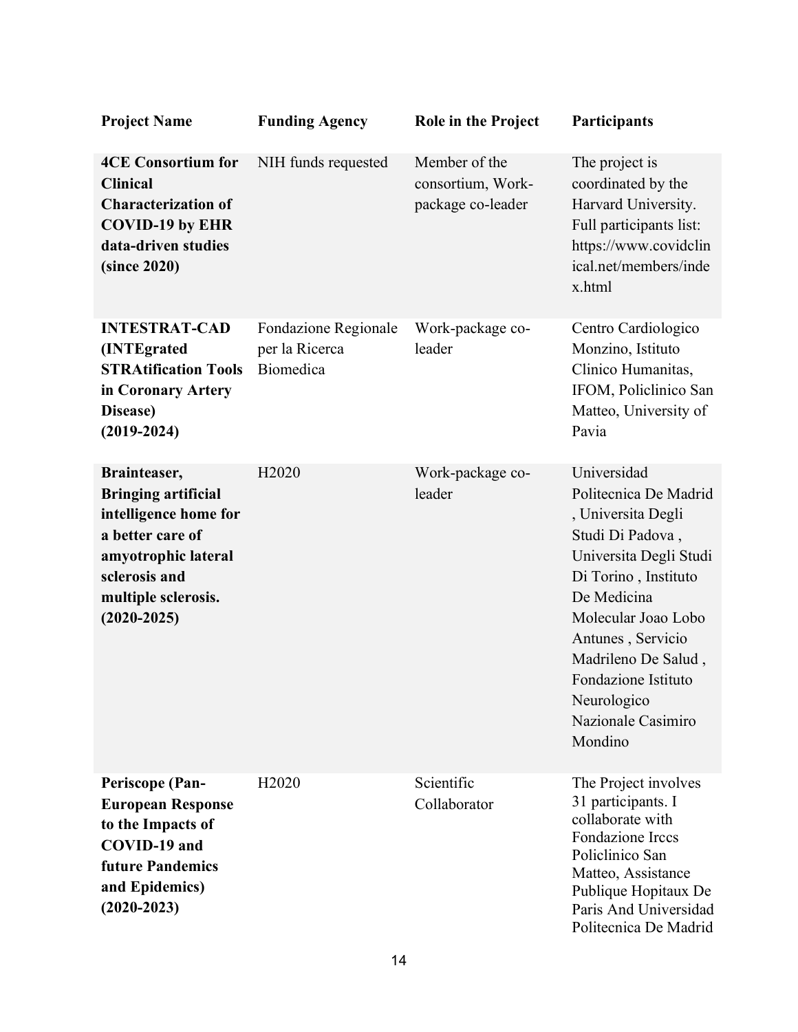| Project Name | Funding Agency | Role in the Project | Participants |
|---|---|---|---|
| **4CE Consortium for Clinical Characterization of COVID-19 by EHR data-driven studies (since 2020)** | NIH funds requested | Member of the consortium, Work-package co-leader | The project is coordinated by the Harvard University. Full participants list: https://www.covidclinical.net/members/index.html |
| **INTESTRAT-CAD (INTEGrated STRAtification Tools in Coronary Artery Disease) (2019-2024)** | Fondazione Regionale per la Ricerca Biomedica | Work-package co-leader | Centro Cardiologico Monzino, Istituto Clinico Humanitas, IFOM, Policlinico San Matteo, University of Pavia |
| **Brainteaser, Bringing artificial intelligence home for a better care of amyotrophic lateral sclerosis and multiple sclerosis. (2020-2025)** | H2020 | Work-package co-leader | Universidad Politecnica De Madrid , Universita Degli Studi Di Padova , Universita Degli Studi Di Torino , Instituto De Medicina Molecular Joao Lobo Antunes , Servicio Madrileno De Salud , Fondazione Istituto Neurologico Nazionale Casimiro Mondino |
| **Periscope (Pan-European Response to the Impacts of COVID-19 and future Pandemics and Epidemics) (2020-2023)** | H2020 | Scientific Collaborator | The Project involves 31 participants. I collaborate with Fondazione Irccs Policlinico San Matteo, Assistance Publique Hopitaux De Paris And Universidad Politecnica De Madrid |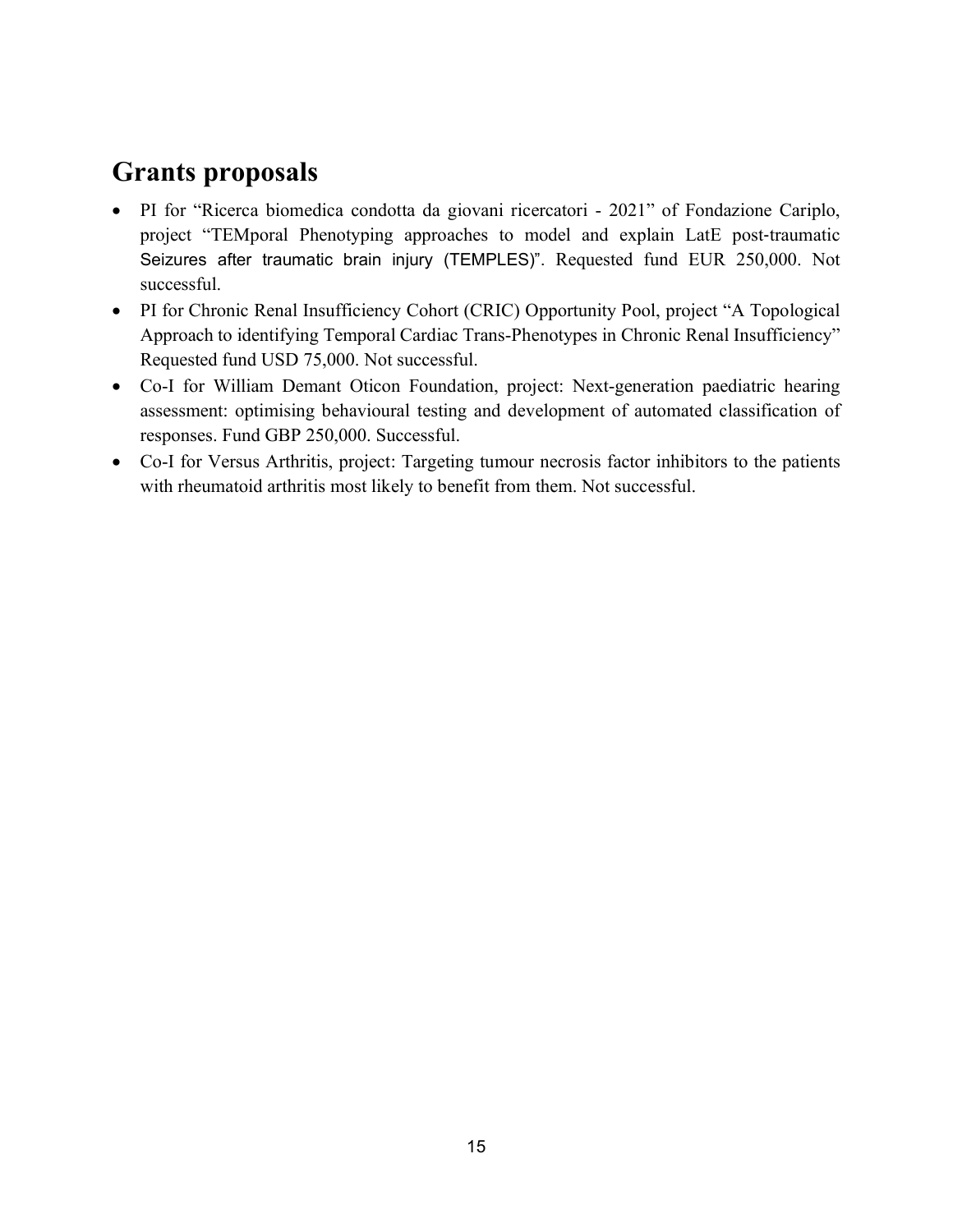## Grants proposals

- PI for "Ricerca biomedica condotta da giovani ricercatori - 2021" of Fondazione Cariplo, project "TEMporal Phenotyping approaches to model and explain LatE post-traumatic Seizures after traumatic brain injury (TEMPLES)". Requested fund EUR 250,000. Not successful.
- PI for Chronic Renal Insufficiency Cohort (CRIC) Opportunity Pool, project "A Topological Approach to identifying Temporal Cardiac Trans-Phenotypes in Chronic Renal Insufficiency" Requested fund USD 75,000. Not successful.
- Co-I for William Demant Oticon Foundation, project: Next-generation paediatric hearing assessment: optimising behavioural testing and development of automated classification of responses. Fund GBP 250,000. Successful.
- Co-I for Versus Arthritis, project: Targeting tumour necrosis factor inhibitors to the patients with rheumatoid arthritis most likely to benefit from them. Not successful.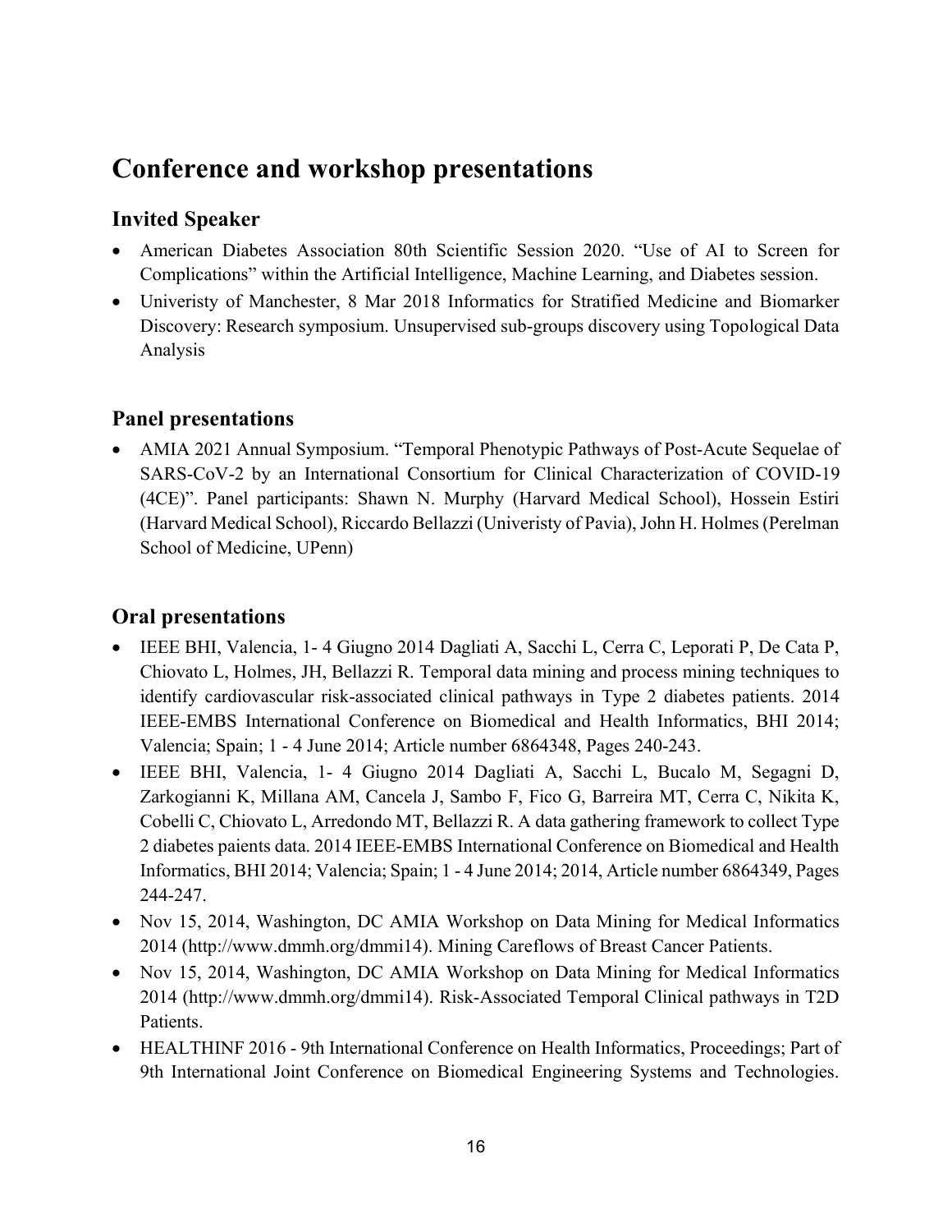# Conference and workshop presentations

## Invited Speaker

- American Diabetes Association 80th Scientific Session 2020. "Use of AI to Screen for Complications" within the Artificial Intelligence, Machine Learning, and Diabetes session.
- Univeristy of Manchester, 8 Mar 2018 Informatics for Stratified Medicine and Biomarker Discovery: Research symposium. Unsupervised sub-groups discovery using Topological Data Analysis

## Panel presentations

- AMIA 2021 Annual Symposium. "Temporal Phenotypic Pathways of Post-Acute Sequelae of SARS-CoV-2 by an International Consortium for Clinical Characterization of COVID-19 (4CE)". Panel participants: Shawn N. Murphy (Harvard Medical School), Hossein Estiri (Harvard Medical School), Riccardo Bellazzi (Univeristy of Pavia), John H. Holmes (Perelman School of Medicine, UPenn)

## Oral presentations

- IEEE BHI, Valencia, 1- 4 Giugno 2014 Dagliati A, Sacchi L, Cerra C, Leporati P, De Cata P, Chiovato L, Holmes, JH, Bellazzi R. Temporal data mining and process mining techniques to identify cardiovascular risk-associated clinical pathways in Type 2 diabetes patients. 2014 IEEE-EMBS International Conference on Biomedical and Health Informatics, BHI 2014; Valencia; Spain; 1 - 4 June 2014; Article number 6864348, Pages 240-243.
- IEEE BHI, Valencia, 1- 4 Giugno 2014 Dagliati A, Sacchi L, Bucalo M, Segagni D, Zarkogianni K, Millana AM, Cancela J, Sambo F, Fico G, Barreira MT, Cerra C, Nikita K, Cobelli C, Chiovato L, Arredondo MT, Bellazzi R. A data gathering framework to collect Type 2 diabetes paients data. 2014 IEEE-EMBS International Conference on Biomedical and Health Informatics, BHI 2014; Valencia; Spain; 1 - 4 June 2014; 2014, Article number 6864349, Pages 244-247.
- Nov 15, 2014, Washington, DC AMIA Workshop on Data Mining for Medical Informatics 2014 (http://www.dmmh.org/dmmi14). Mining Careflows of Breast Cancer Patients.
- Nov 15, 2014, Washington, DC AMIA Workshop on Data Mining for Medical Informatics 2014 (http://www.dmmh.org/dmmi14). Risk-Associated Temporal Clinical pathways in T2D Patients.
- HEALTHINF 2016 - 9th International Conference on Health Informatics, Proceedings; Part of 9th International Joint Conference on Biomedical Engineering Systems and Technologies.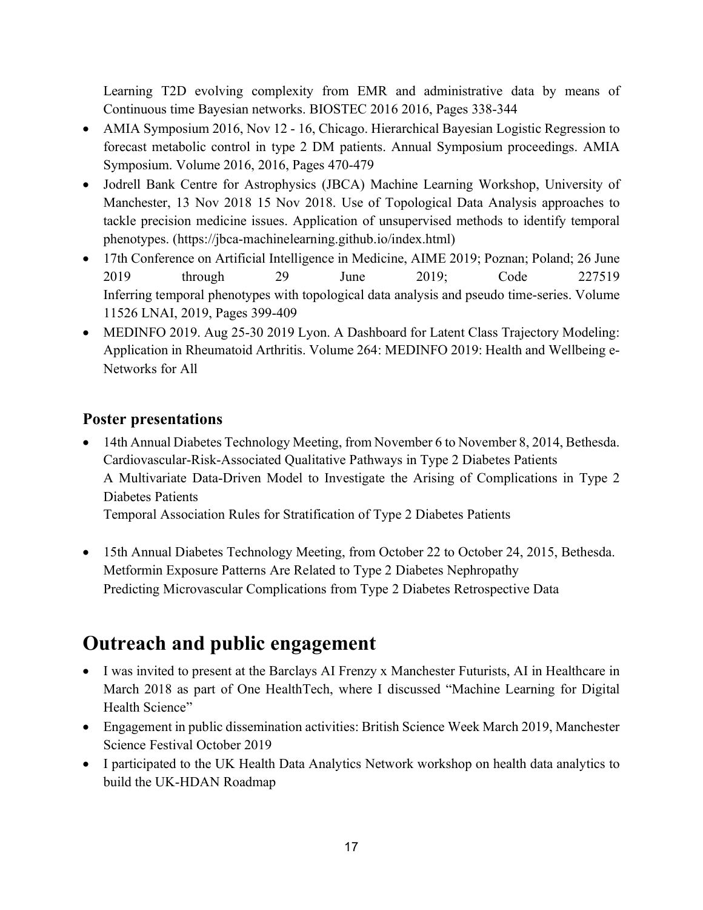Learning T2D evolving complexity from EMR and administrative data by means of Continuous time Bayesian networks. BIOSTEC 2016 2016, Pages 338-344

- AMIA Symposium 2016, Nov 12 - 16, Chicago. Hierarchical Bayesian Logistic Regression to forecast metabolic control in type 2 DM patients. Annual Symposium proceedings. AMIA Symposium. Volume 2016, 2016, Pages 470-479
- Jodrell Bank Centre for Astrophysics (JBCA) Machine Learning Workshop, University of Manchester, 13 Nov 2018 15 Nov 2018. Use of Topological Data Analysis approaches to tackle precision medicine issues. Application of unsupervised methods to identify temporal phenotypes. (https://jbca-machinelearning.github.io/index.html)
- 17th Conference on Artificial Intelligence in Medicine, AIME 2019; Poznan; Poland; 26 June 2019 through 29 June 2019; Code 227519
  Inferring temporal phenotypes with topological data analysis and pseudo time-series. Volume 11526 LNAI, 2019, Pages 399-409
- MEDINFO 2019. Aug 25-30 2019 Lyon. A Dashboard for Latent Class Trajectory Modeling: Application in Rheumatoid Arthritis. Volume 264: MEDINFO 2019: Health and Wellbeing e-Networks for All

### Poster presentations

- 14th Annual Diabetes Technology Meeting, from November 6 to November 8, 2014, Bethesda.
  Cardiovascular-Risk-Associated Qualitative Pathways in Type 2 Diabetes Patients
  A Multivariate Data-Driven Model to Investigate the Arising of Complications in Type 2 Diabetes Patients
  Temporal Association Rules for Stratification of Type 2 Diabetes Patients

- 15th Annual Diabetes Technology Meeting, from October 22 to October 24, 2015, Bethesda.
  Metformin Exposure Patterns Are Related to Type 2 Diabetes Nephropathy
  Predicting Microvascular Complications from Type 2 Diabetes Retrospective Data

# Outreach and public engagement

- I was invited to present at the Barclays AI Frenzy x Manchester Futurists, AI in Healthcare in March 2018 as part of One HealthTech, where I discussed "Machine Learning for Digital Health Science"
- Engagement in public dissemination activities: British Science Week March 2019, Manchester Science Festival October 2019
- I participated to the UK Health Data Analytics Network workshop on health data analytics to build the UK-HDAN Roadmap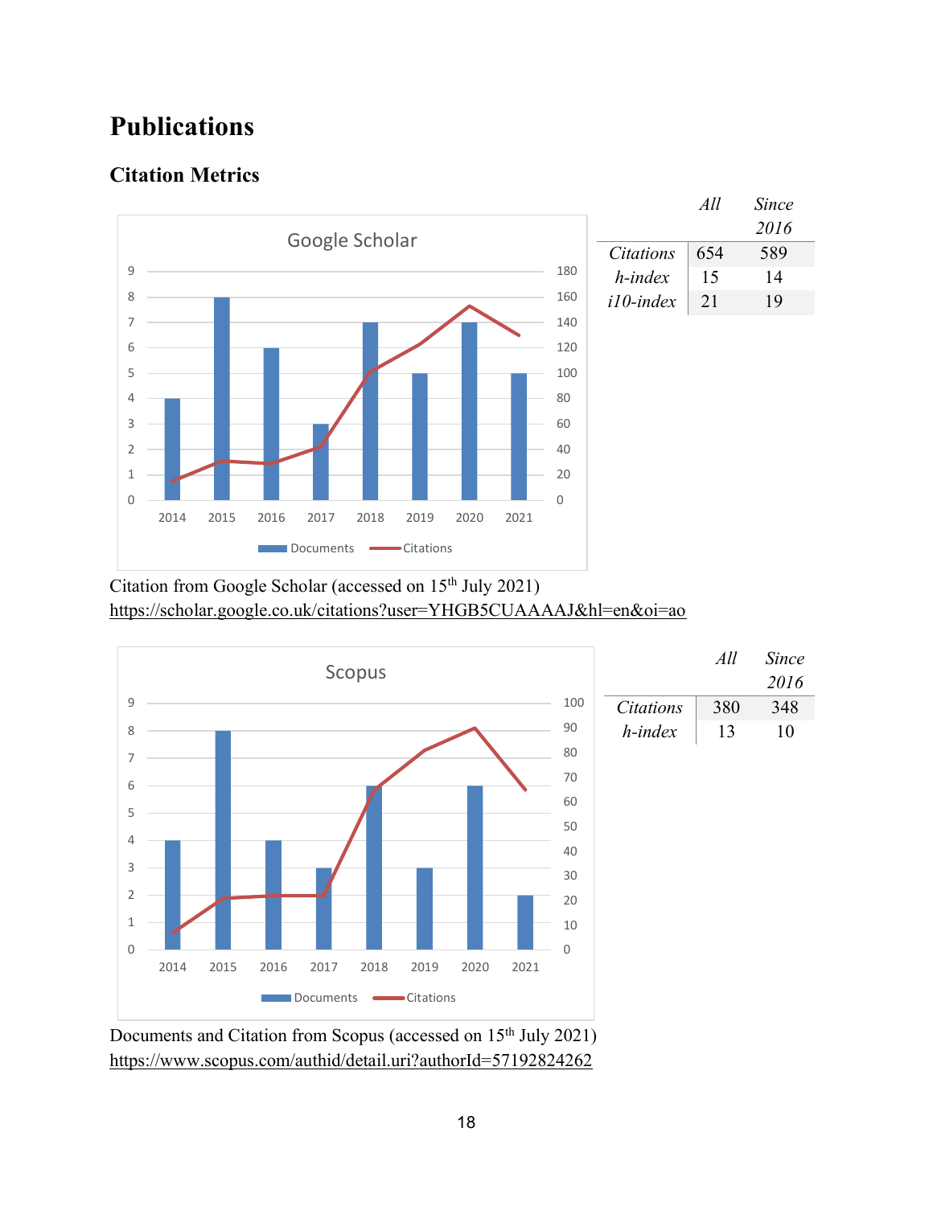# Publications

## Citation Metrics

| | *All* | *Since 2016* |
|---|---|---|
| *Citations* | 654 | 589 |
| *h-index* | 15 | 14 |
| *i10-index* | 21 | 19 |

Citation from Google Scholar (accessed on 15th July 2021)
https://scholar.google.co.uk/citations?user=YHGB5CUAAAAJ&hl=en&oi=ao

| | *All* | *Since 2016* |
|---|---|---|
| *Citations* | 380 | 348 |
| *h-index* | 13 | 10 |

Documents and Citation from Scopus (accessed on 15th July 2021)
https://www.scopus.com/authid/detail.uri?authorId=57192824262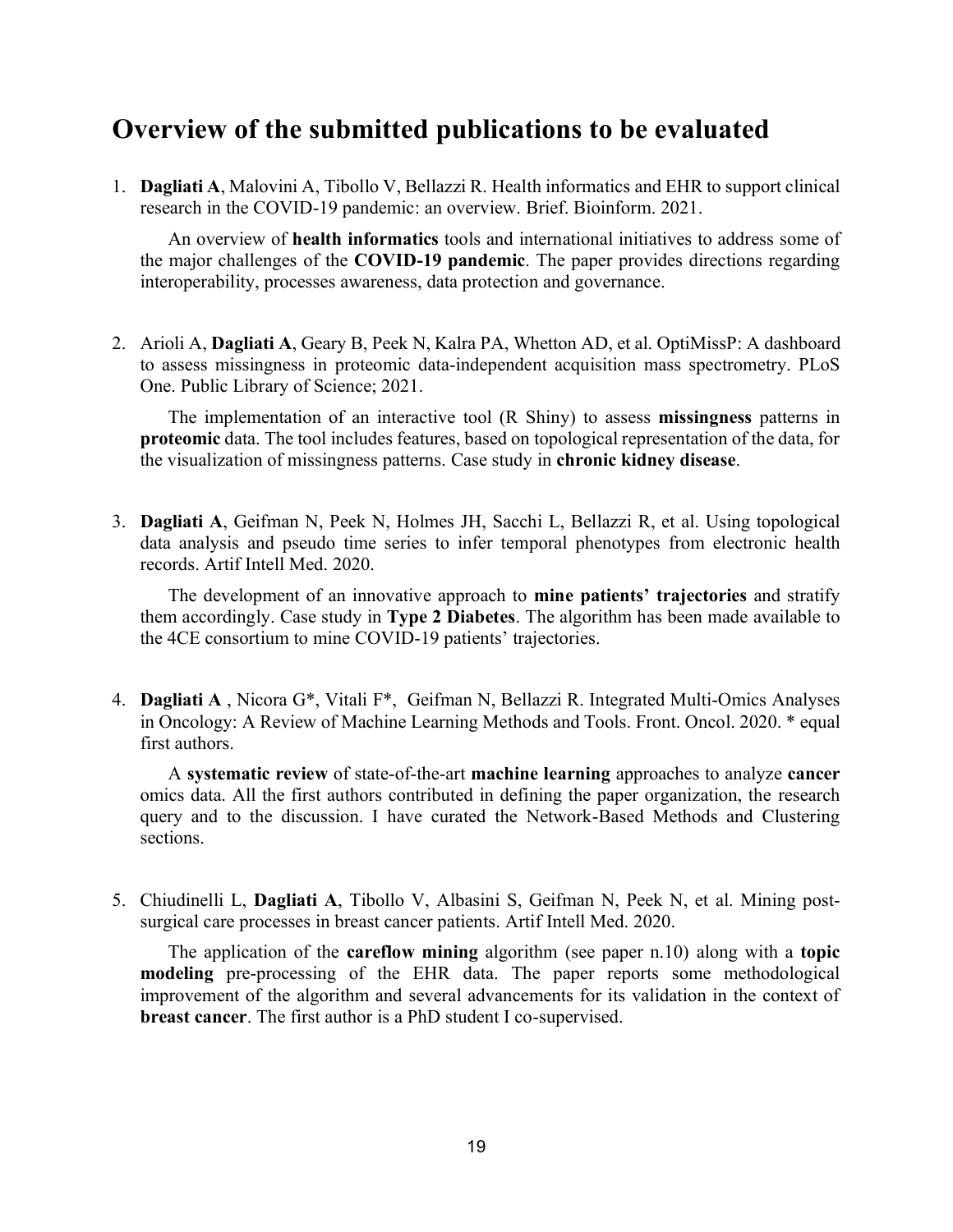# Overview of the submitted publications to be evaluated

1. **Dagliati A**, Malovini A, Tibollo V, Bellazzi R. Health informatics and EHR to support clinical research in the COVID-19 pandemic: an overview. Brief. Bioinform. 2021.

   An overview of **health informatics** tools and international initiatives to address some of the major challenges of the **COVID-19 pandemic**. The paper provides directions regarding interoperability, processes awareness, data protection and governance.

2. Arioli A, **Dagliati A**, Geary B, Peek N, Kalra PA, Whetton AD, et al. OptiMissP: A dashboard to assess missingness in proteomic data-independent acquisition mass spectrometry. PLoS One. Public Library of Science; 2021.

   The implementation of an interactive tool (R Shiny) to assess **missingness** patterns in **proteomic** data. The tool includes features, based on topological representation of the data, for the visualization of missingness patterns. Case study in **chronic kidney disease**.

3. **Dagliati A**, Geifman N, Peek N, Holmes JH, Sacchi L, Bellazzi R, et al. Using topological data analysis and pseudo time series to infer temporal phenotypes from electronic health records. Artif Intell Med. 2020.

   The development of an innovative approach to **mine patients' trajectories** and stratify them accordingly. Case study in **Type 2 Diabetes**. The algorithm has been made available to the 4CE consortium to mine COVID-19 patients' trajectories.

4. **Dagliati A** , Nicora G*, Vitali F*, Geifman N, Bellazzi R. Integrated Multi-Omics Analyses in Oncology: A Review of Machine Learning Methods and Tools. Front. Oncol. 2020. * equal first authors.

   A **systematic review** of state-of-the-art **machine learning** approaches to analyze **cancer** omics data. All the first authors contributed in defining the paper organization, the research query and to the discussion. I have curated the Network-Based Methods and Clustering sections.

5. Chiudinelli L, **Dagliati A**, Tibollo V, Albasini S, Geifman N, Peek N, et al. Mining post-surgical care processes in breast cancer patients. Artif Intell Med. 2020.

   The application of the **careflow mining** algorithm (see paper n.10) along with a **topic modeling** pre-processing of the EHR data. The paper reports some methodological improvement of the algorithm and several advancements for its validation in the context of **breast cancer**. The first author is a PhD student I co-supervised.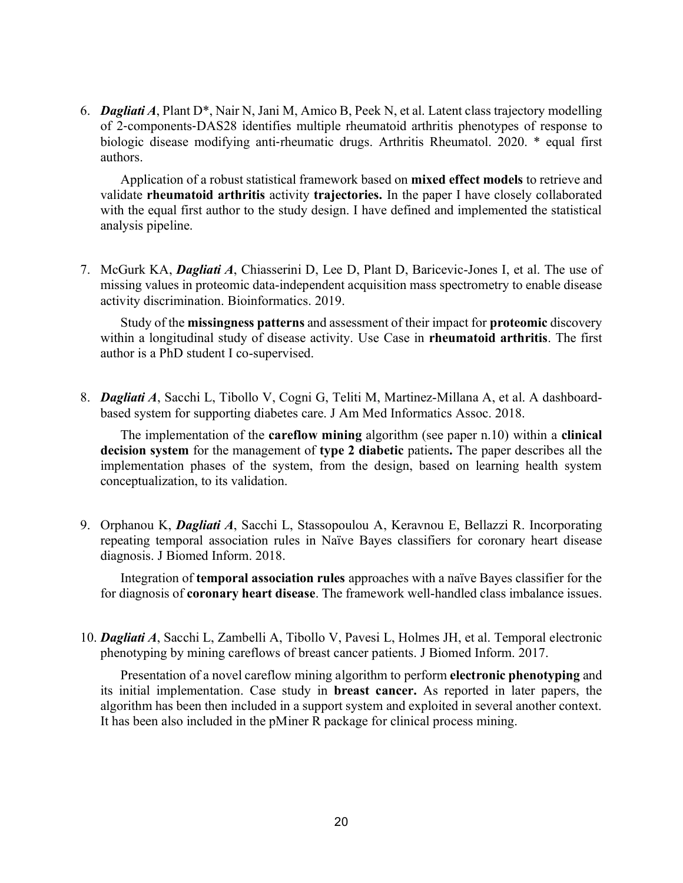6. ***Dagliati A***, Plant D*, Nair N, Jani M, Amico B, Peek N, et al. Latent class trajectory modelling of 2-components-DAS28 identifies multiple rheumatoid arthritis phenotypes of response to biologic disease modifying anti-rheumatic drugs. Arthritis Rheumatol. 2020. * equal first authors.

   Application of a robust statistical framework based on **mixed effect models** to retrieve and validate **rheumatoid arthritis** activity **trajectories.** In the paper I have closely collaborated with the equal first author to the study design. I have defined and implemented the statistical analysis pipeline.

7. McGurk KA, ***Dagliati A***, Chiasserini D, Lee D, Plant D, Baricevic-Jones I, et al. The use of missing values in proteomic data-independent acquisition mass spectrometry to enable disease activity discrimination. Bioinformatics. 2019.

   Study of the **missingness patterns** and assessment of their impact for **proteomic** discovery within a longitudinal study of disease activity. Use Case in **rheumatoid arthritis**. The first author is a PhD student I co-supervised.

8. ***Dagliati A***, Sacchi L, Tibollo V, Cogni G, Teliti M, Martinez-Millana A, et al. A dashboard-based system for supporting diabetes care. J Am Med Informatics Assoc. 2018.

   The implementation of the **careflow mining** algorithm (see paper n.10) within a **clinical decision system** for the management of **type 2 diabetic** patients**.** The paper describes all the implementation phases of the system, from the design, based on learning health system conceptualization, to its validation.

9. Orphanou K, ***Dagliati A***, Sacchi L, Stassopoulou A, Keravnou E, Bellazzi R. Incorporating repeating temporal association rules in Naïve Bayes classifiers for coronary heart disease diagnosis. J Biomed Inform. 2018.

   Integration of **temporal association rules** approaches with a naïve Bayes classifier for the for diagnosis of **coronary heart disease**. The framework well-handled class imbalance issues.

10. ***Dagliati A***, Sacchi L, Zambelli A, Tibollo V, Pavesi L, Holmes JH, et al. Temporal electronic phenotyping by mining careflows of breast cancer patients. J Biomed Inform. 2017.

    Presentation of a novel careflow mining algorithm to perform **electronic phenotyping** and its initial implementation. Case study in **breast cancer.** As reported in later papers, the algorithm has been then included in a support system and exploited in several another context. It has been also included in the pMiner R package for clinical process mining.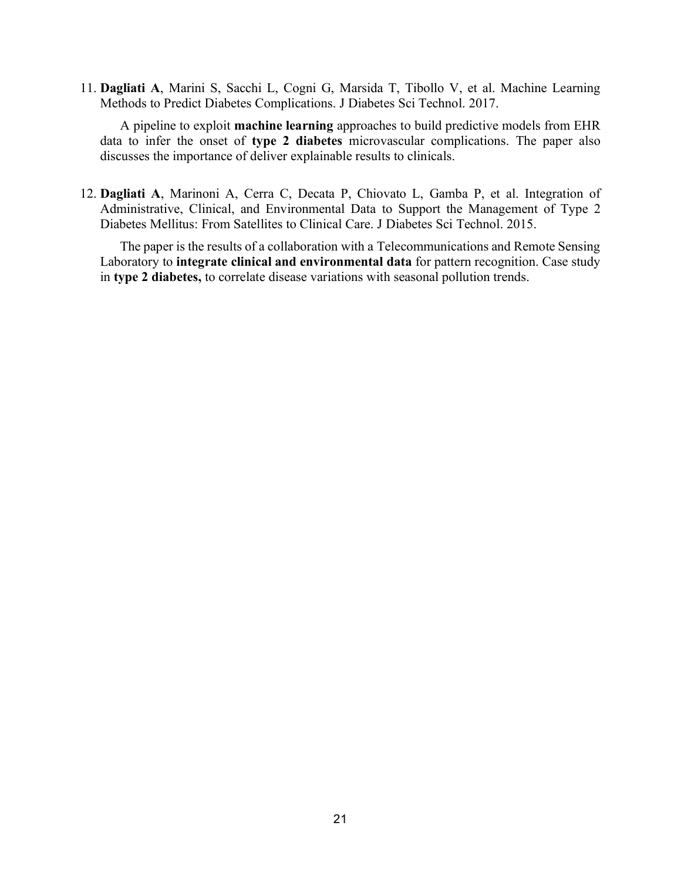11. **Dagliati A**, Marini S, Sacchi L, Cogni G, Marsida T, Tibollo V, et al. Machine Learning Methods to Predict Diabetes Complications. J Diabetes Sci Technol. 2017.

    A pipeline to exploit **machine learning** approaches to build predictive models from EHR data to infer the onset of **type 2 diabetes** microvascular complications. The paper also discusses the importance of deliver explainable results to clinicals.

12. **Dagliati A**, Marinoni A, Cerra C, Decata P, Chiovato L, Gamba P, et al. Integration of Administrative, Clinical, and Environmental Data to Support the Management of Type 2 Diabetes Mellitus: From Satellites to Clinical Care. J Diabetes Sci Technol. 2015.

    The paper is the results of a collaboration with a Telecommunications and Remote Sensing Laboratory to **integrate clinical and environmental data** for pattern recognition. Case study in **type 2 diabetes,** to correlate disease variations with seasonal pollution trends.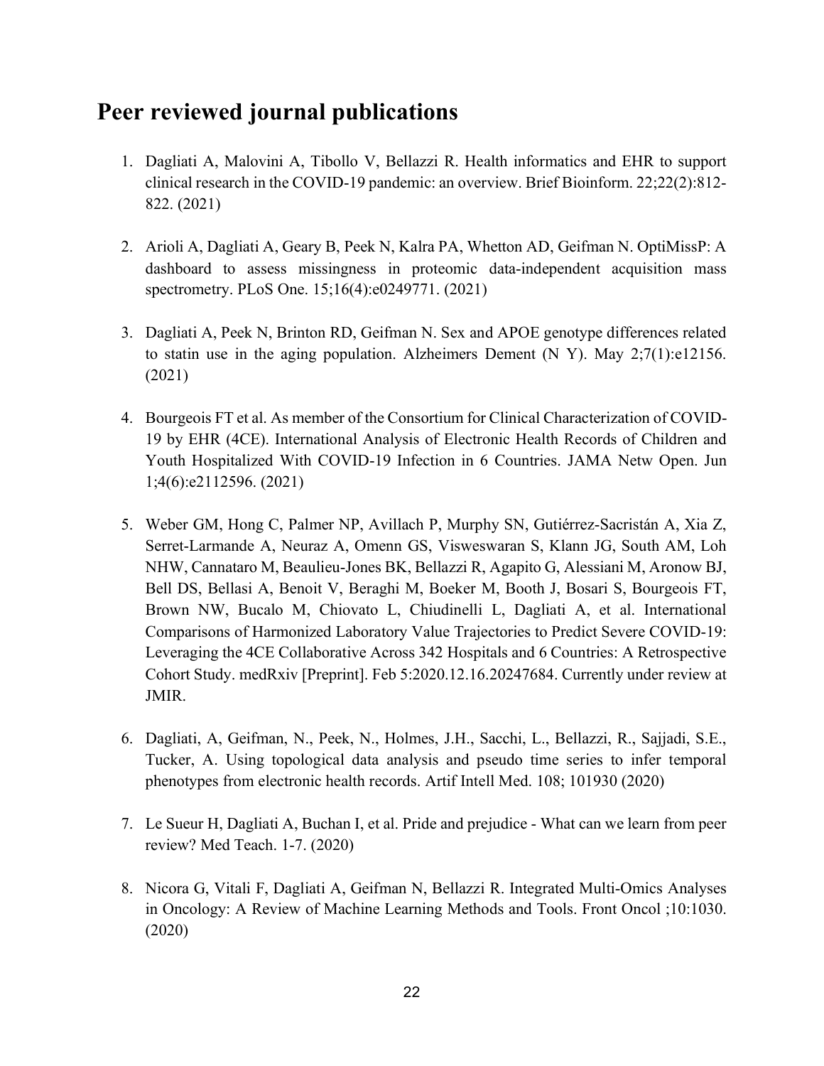## Peer reviewed journal publications

1. Dagliati A, Malovini A, Tibollo V, Bellazzi R. Health informatics and EHR to support clinical research in the COVID-19 pandemic: an overview. Brief Bioinform. 22;22(2):812-822. (2021)

2. Arioli A, Dagliati A, Geary B, Peek N, Kalra PA, Whetton AD, Geifman N. OptiMissP: A dashboard to assess missingness in proteomic data-independent acquisition mass spectrometry. PLoS One. 15;16(4):e0249771. (2021)

3. Dagliati A, Peek N, Brinton RD, Geifman N. Sex and APOE genotype differences related to statin use in the aging population. Alzheimers Dement (N Y). May 2;7(1):e12156. (2021)

4. Bourgeois FT et al. As member of the Consortium for Clinical Characterization of COVID-19 by EHR (4CE). International Analysis of Electronic Health Records of Children and Youth Hospitalized With COVID-19 Infection in 6 Countries. JAMA Netw Open. Jun 1;4(6):e2112596. (2021)

5. Weber GM, Hong C, Palmer NP, Avillach P, Murphy SN, Gutiérrez-Sacristán A, Xia Z, Serret-Larmande A, Neuraz A, Omenn GS, Visweswaran S, Klann JG, South AM, Loh NHW, Cannataro M, Beaulieu-Jones BK, Bellazzi R, Agapito G, Alessiani M, Aronow BJ, Bell DS, Bellasi A, Benoit V, Beraghi M, Boeker M, Booth J, Bosari S, Bourgeois FT, Brown NW, Bucalo M, Chiovato L, Chiudinelli L, Dagliati A, et al. International Comparisons of Harmonized Laboratory Value Trajectories to Predict Severe COVID-19: Leveraging the 4CE Collaborative Across 342 Hospitals and 6 Countries: A Retrospective Cohort Study. medRxiv [Preprint]. Feb 5:2020.12.16.20247684. Currently under review at JMIR.

6. Dagliati, A, Geifman, N., Peek, N., Holmes, J.H., Sacchi, L., Bellazzi, R., Sajjadi, S.E., Tucker, A. Using topological data analysis and pseudo time series to infer temporal phenotypes from electronic health records. Artif Intell Med. 108; 101930 (2020)

7. Le Sueur H, Dagliati A, Buchan I, et al. Pride and prejudice - What can we learn from peer review? Med Teach. 1-7. (2020)

8. Nicora G, Vitali F, Dagliati A, Geifman N, Bellazzi R. Integrated Multi-Omics Analyses in Oncology: A Review of Machine Learning Methods and Tools. Front Oncol ;10:1030. (2020)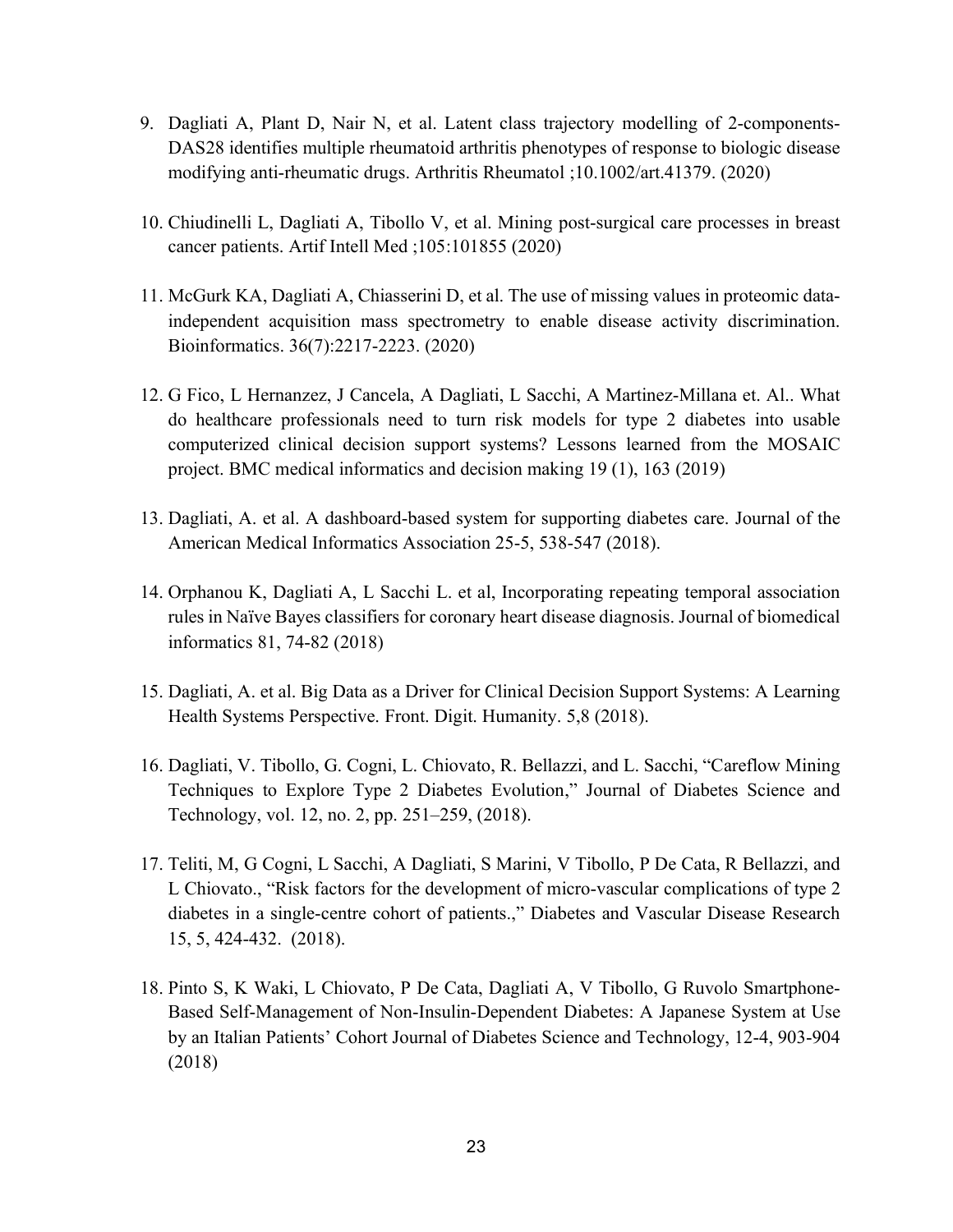9. Dagliati A, Plant D, Nair N, et al. Latent class trajectory modelling of 2-components-DAS28 identifies multiple rheumatoid arthritis phenotypes of response to biologic disease modifying anti-rheumatic drugs. Arthritis Rheumatol ;10.1002/art.41379. (2020)

10. Chiudinelli L, Dagliati A, Tibollo V, et al. Mining post-surgical care processes in breast cancer patients. Artif Intell Med ;105:101855 (2020)

11. McGurk KA, Dagliati A, Chiasserini D, et al. The use of missing values in proteomic data-independent acquisition mass spectrometry to enable disease activity discrimination. Bioinformatics. 36(7):2217-2223. (2020)

12. G Fico, L Hernanzez, J Cancela, A Dagliati, L Sacchi, A Martinez-Millana et. Al.. What do healthcare professionals need to turn risk models for type 2 diabetes into usable computerized clinical decision support systems? Lessons learned from the MOSAIC project. BMC medical informatics and decision making 19 (1), 163 (2019)

13. Dagliati, A. et al. A dashboard-based system for supporting diabetes care. Journal of the American Medical Informatics Association 25-5, 538-547 (2018).

14. Orphanou K, Dagliati A, L Sacchi L. et al, Incorporating repeating temporal association rules in Naïve Bayes classifiers for coronary heart disease diagnosis. Journal of biomedical informatics 81, 74-82 (2018)

15. Dagliati, A. et al. Big Data as a Driver for Clinical Decision Support Systems: A Learning Health Systems Perspective. Front. Digit. Humanity. 5,8 (2018).

16. Dagliati, V. Tibollo, G. Cogni, L. Chiovato, R. Bellazzi, and L. Sacchi, "Careflow Mining Techniques to Explore Type 2 Diabetes Evolution," Journal of Diabetes Science and Technology, vol. 12, no. 2, pp. 251–259, (2018).

17. Teliti, M, G Cogni, L Sacchi, A Dagliati, S Marini, V Tibollo, P De Cata, R Bellazzi, and L Chiovato., "Risk factors for the development of micro-vascular complications of type 2 diabetes in a single-centre cohort of patients.," Diabetes and Vascular Disease Research 15, 5, 424-432. (2018).

18. Pinto S, K Waki, L Chiovato, P De Cata, Dagliati A, V Tibollo, G Ruvolo Smartphone-Based Self-Management of Non-Insulin-Dependent Diabetes: A Japanese System at Use by an Italian Patients' Cohort Journal of Diabetes Science and Technology, 12-4, 903-904 (2018)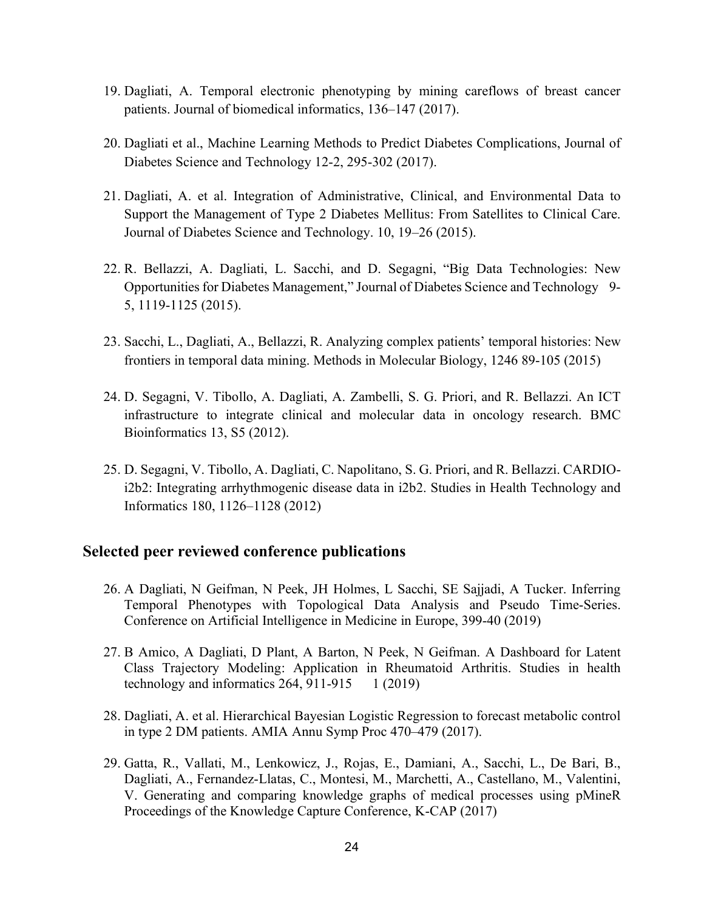19. Dagliati, A. Temporal electronic phenotyping by mining careflows of breast cancer patients. Journal of biomedical informatics, 136–147 (2017).

20. Dagliati et al., Machine Learning Methods to Predict Diabetes Complications, Journal of Diabetes Science and Technology 12-2, 295-302 (2017).

21. Dagliati, A. et al. Integration of Administrative, Clinical, and Environmental Data to Support the Management of Type 2 Diabetes Mellitus: From Satellites to Clinical Care. Journal of Diabetes Science and Technology. 10, 19–26 (2015).

22. R. Bellazzi, A. Dagliati, L. Sacchi, and D. Segagni, "Big Data Technologies: New Opportunities for Diabetes Management," Journal of Diabetes Science and Technology 9-5, 1119-1125 (2015).

23. Sacchi, L., Dagliati, A., Bellazzi, R. Analyzing complex patients' temporal histories: New frontiers in temporal data mining. Methods in Molecular Biology, 1246 89-105 (2015)

24. D. Segagni, V. Tibollo, A. Dagliati, A. Zambelli, S. G. Priori, and R. Bellazzi. An ICT infrastructure to integrate clinical and molecular data in oncology research. BMC Bioinformatics 13, S5 (2012).

25. D. Segagni, V. Tibollo, A. Dagliati, C. Napolitano, S. G. Priori, and R. Bellazzi. CARDIO-i2b2: Integrating arrhythmogenic disease data in i2b2. Studies in Health Technology and Informatics 180, 1126–1128 (2012)

## Selected peer reviewed conference publications

26. A Dagliati, N Geifman, N Peek, JH Holmes, L Sacchi, SE Sajjadi, A Tucker. Inferring Temporal Phenotypes with Topological Data Analysis and Pseudo Time-Series. Conference on Artificial Intelligence in Medicine in Europe, 399-40 (2019)

27. B Amico, A Dagliati, D Plant, A Barton, N Peek, N Geifman. A Dashboard for Latent Class Trajectory Modeling: Application in Rheumatoid Arthritis. Studies in health technology and informatics 264, 911-915 1 (2019)

28. Dagliati, A. et al. Hierarchical Bayesian Logistic Regression to forecast metabolic control in type 2 DM patients. AMIA Annu Symp Proc 470–479 (2017).

29. Gatta, R., Vallati, M., Lenkowicz, J., Rojas, E., Damiani, A., Sacchi, L., De Bari, B., Dagliati, A., Fernandez-Llatas, C., Montesi, M., Marchetti, A., Castellano, M., Valentini, V. Generating and comparing knowledge graphs of medical processes using pMineR Proceedings of the Knowledge Capture Conference, K-CAP (2017)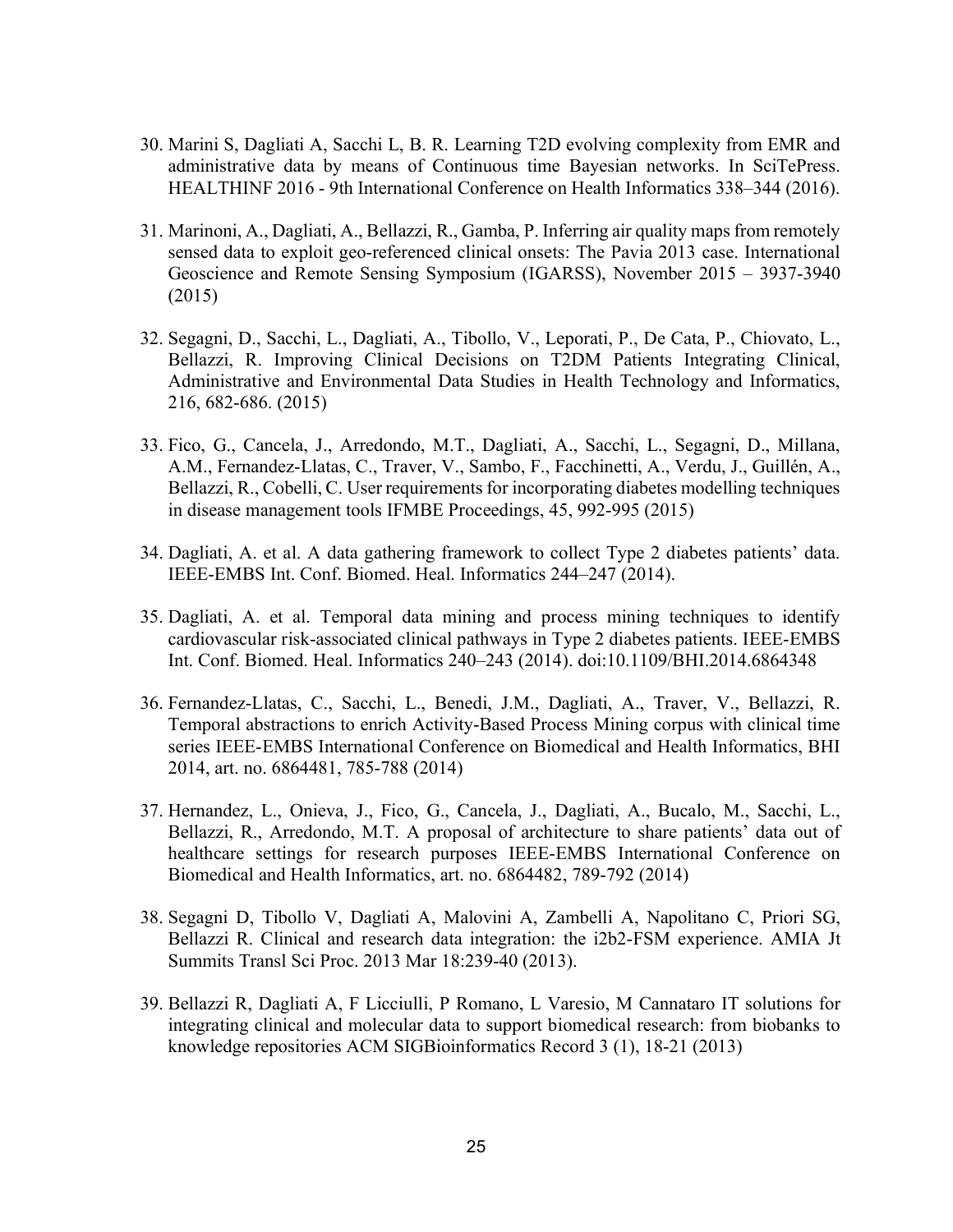30. Marini S, Dagliati A, Sacchi L, B. R. Learning T2D evolving complexity from EMR and administrative data by means of Continuous time Bayesian networks. In SciTePress. HEALTHINF 2016 - 9th International Conference on Health Informatics 338–344 (2016).

31. Marinoni, A., Dagliati, A., Bellazzi, R., Gamba, P. Inferring air quality maps from remotely sensed data to exploit geo-referenced clinical onsets: The Pavia 2013 case. International Geoscience and Remote Sensing Symposium (IGARSS), November 2015 – 3937-3940 (2015)

32. Segagni, D., Sacchi, L., Dagliati, A., Tibollo, V., Leporati, P., De Cata, P., Chiovato, L., Bellazzi, R. Improving Clinical Decisions on T2DM Patients Integrating Clinical, Administrative and Environmental Data Studies in Health Technology and Informatics, 216, 682-686. (2015)

33. Fico, G., Cancela, J., Arredondo, M.T., Dagliati, A., Sacchi, L., Segagni, D., Millana, A.M., Fernandez-Llatas, C., Traver, V., Sambo, F., Facchinetti, A., Verdu, J., Guillén, A., Bellazzi, R., Cobelli, C. User requirements for incorporating diabetes modelling techniques in disease management tools IFMBE Proceedings, 45, 992-995 (2015)

34. Dagliati, A. et al. A data gathering framework to collect Type 2 diabetes patients' data. IEEE-EMBS Int. Conf. Biomed. Heal. Informatics 244–247 (2014).

35. Dagliati, A. et al. Temporal data mining and process mining techniques to identify cardiovascular risk-associated clinical pathways in Type 2 diabetes patients. IEEE-EMBS Int. Conf. Biomed. Heal. Informatics 240–243 (2014). doi:10.1109/BHI.2014.6864348

36. Fernandez-Llatas, C., Sacchi, L., Benedi, J.M., Dagliati, A., Traver, V., Bellazzi, R. Temporal abstractions to enrich Activity-Based Process Mining corpus with clinical time series IEEE-EMBS International Conference on Biomedical and Health Informatics, BHI 2014, art. no. 6864481, 785-788 (2014)

37. Hernandez, L., Onieva, J., Fico, G., Cancela, J., Dagliati, A., Bucalo, M., Sacchi, L., Bellazzi, R., Arredondo, M.T. A proposal of architecture to share patients' data out of healthcare settings for research purposes IEEE-EMBS International Conference on Biomedical and Health Informatics, art. no. 6864482, 789-792 (2014)

38. Segagni D, Tibollo V, Dagliati A, Malovini A, Zambelli A, Napolitano C, Priori SG, Bellazzi R. Clinical and research data integration: the i2b2-FSM experience. AMIA Jt Summits Transl Sci Proc. 2013 Mar 18:239-40 (2013).

39. Bellazzi R, Dagliati A, F Licciulli, P Romano, L Varesio, M Cannataro IT solutions for integrating clinical and molecular data to support biomedical research: from biobanks to knowledge repositories ACM SIGBioinformatics Record 3 (1), 18-21 (2013)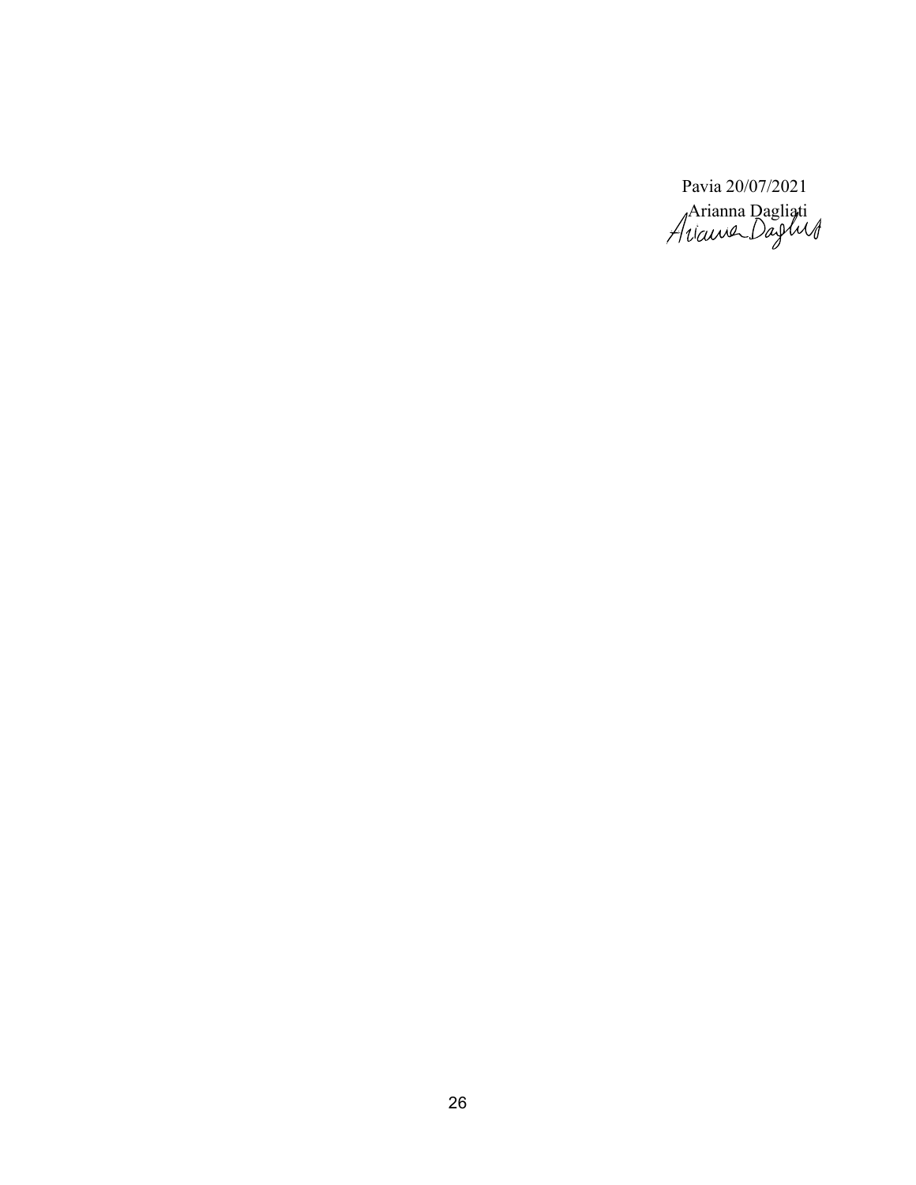Pavia 20/07/2021

Arianna Dagliati